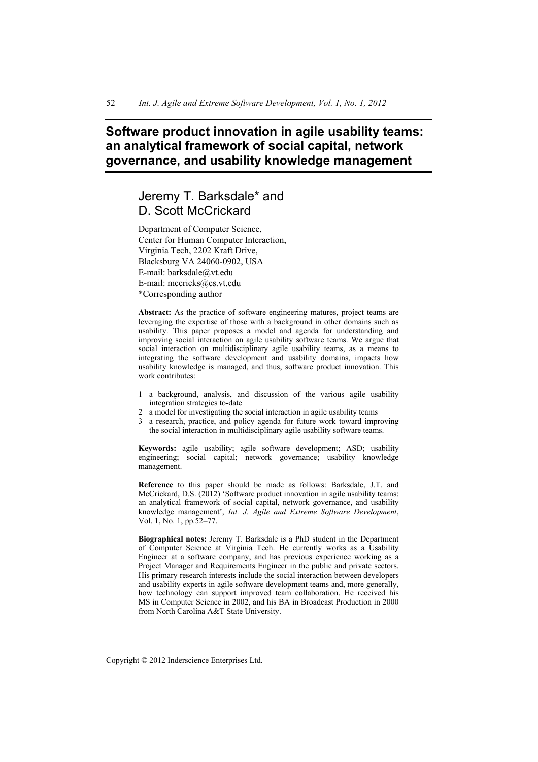# Software product innovation in agile usability teams: an analytical framework of social capital, network governance, and usability knowledge management

## Jeremy T. Barksdale* and D. Scott McCrickard

Department of Computer Science,
Center for Human Computer Interaction,
Virginia Tech, 2202 Kraft Drive,
Blacksburg VA 24060-0902, USA
E-mail: barksdale@vt.edu
E-mail: mccricks@cs.vt.edu
*Corresponding author

**Abstract:** As the practice of software engineering matures, project teams are leveraging the expertise of those with a background in other domains such as usability. This paper proposes a model and agenda for understanding and improving social interaction on agile usability software teams. We argue that social interaction on multidisciplinary agile usability teams, as a means to integrating the software development and usability domains, impacts how usability knowledge is managed, and thus, software product innovation. This work contributes:

1. a background, analysis, and discussion of the various agile usability integration strategies to-date
2. a model for investigating the social interaction in agile usability teams
3. a research, practice, and policy agenda for future work toward improving the social interaction in multidisciplinary agile usability software teams.

**Keywords:** agile usability; agile software development; ASD; usability engineering; social capital; network governance; usability knowledge management.

**Reference** to this paper should be made as follows: Barksdale, J.T. and McCrickard, D.S. (2012) 'Software product innovation in agile usability teams: an analytical framework of social capital, network governance, and usability knowledge management', *Int. J. Agile and Extreme Software Development*, Vol. 1, No. 1, pp.52–77.

**Biographical notes:** Jeremy T. Barksdale is a PhD student in the Department of Computer Science at Virginia Tech. He currently works as a Usability Engineer at a software company, and has previous experience working as a Project Manager and Requirements Engineer in the public and private sectors. His primary research interests include the social interaction between developers and usability experts in agile software development teams and, more generally, how technology can support improved team collaboration. He received his MS in Computer Science in 2002, and his BA in Broadcast Production in 2000 from North Carolina A&T State University.

Copyright © 2012 Inderscience Enterprises Ltd.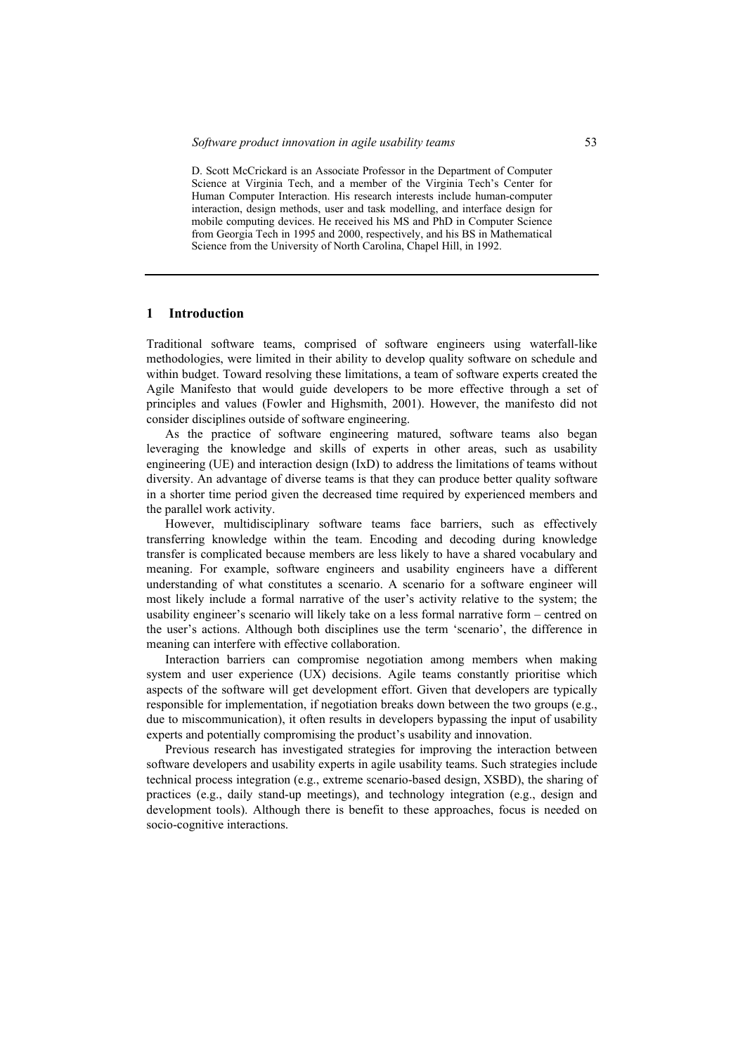D. Scott McCrickard is an Associate Professor in the Department of Computer Science at Virginia Tech, and a member of the Virginia Tech's Center for Human Computer Interaction. His research interests include human-computer interaction, design methods, user and task modelling, and interface design for mobile computing devices. He received his MS and PhD in Computer Science from Georgia Tech in 1995 and 2000, respectively, and his BS in Mathematical Science from the University of North Carolina, Chapel Hill, in 1992.

## 1 Introduction

Traditional software teams, comprised of software engineers using waterfall-like methodologies, were limited in their ability to develop quality software on schedule and within budget. Toward resolving these limitations, a team of software experts created the Agile Manifesto that would guide developers to be more effective through a set of principles and values (Fowler and Highsmith, 2001). However, the manifesto did not consider disciplines outside of software engineering.

As the practice of software engineering matured, software teams also began leveraging the knowledge and skills of experts in other areas, such as usability engineering (UE) and interaction design (IxD) to address the limitations of teams without diversity. An advantage of diverse teams is that they can produce better quality software in a shorter time period given the decreased time required by experienced members and the parallel work activity.

However, multidisciplinary software teams face barriers, such as effectively transferring knowledge within the team. Encoding and decoding during knowledge transfer is complicated because members are less likely to have a shared vocabulary and meaning. For example, software engineers and usability engineers have a different understanding of what constitutes a scenario. A scenario for a software engineer will most likely include a formal narrative of the user's activity relative to the system; the usability engineer's scenario will likely take on a less formal narrative form – centred on the user's actions. Although both disciplines use the term 'scenario', the difference in meaning can interfere with effective collaboration.

Interaction barriers can compromise negotiation among members when making system and user experience (UX) decisions. Agile teams constantly prioritise which aspects of the software will get development effort. Given that developers are typically responsible for implementation, if negotiation breaks down between the two groups (e.g., due to miscommunication), it often results in developers bypassing the input of usability experts and potentially compromising the product's usability and innovation.

Previous research has investigated strategies for improving the interaction between software developers and usability experts in agile usability teams. Such strategies include technical process integration (e.g., extreme scenario-based design, XSBD), the sharing of practices (e.g., daily stand-up meetings), and technology integration (e.g., design and development tools). Although there is benefit to these approaches, focus is needed on socio-cognitive interactions.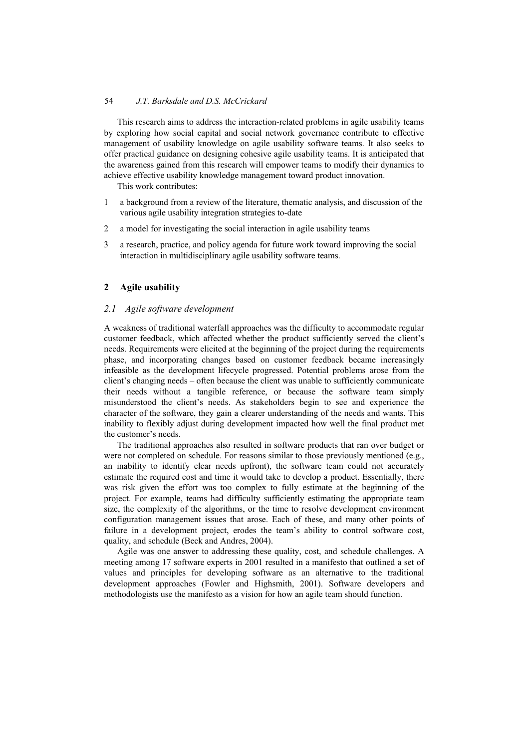This research aims to address the interaction-related problems in agile usability teams by exploring how social capital and social network governance contribute to effective management of usability knowledge on agile usability software teams. It also seeks to offer practical guidance on designing cohesive agile usability teams. It is anticipated that the awareness gained from this research will empower teams to modify their dynamics to achieve effective usability knowledge management toward product innovation.

This work contributes:

1. a background from a review of the literature, thematic analysis, and discussion of the various agile usability integration strategies to-date
2. a model for investigating the social interaction in agile usability teams
3. a research, practice, and policy agenda for future work toward improving the social interaction in multidisciplinary agile usability software teams.

## 2 Agile usability

### *2.1 Agile software development*

A weakness of traditional waterfall approaches was the difficulty to accommodate regular customer feedback, which affected whether the product sufficiently served the client's needs. Requirements were elicited at the beginning of the project during the requirements phase, and incorporating changes based on customer feedback became increasingly infeasible as the development lifecycle progressed. Potential problems arose from the client's changing needs – often because the client was unable to sufficiently communicate their needs without a tangible reference, or because the software team simply misunderstood the client's needs. As stakeholders begin to see and experience the character of the software, they gain a clearer understanding of the needs and wants. This inability to flexibly adjust during development impacted how well the final product met the customer's needs.

The traditional approaches also resulted in software products that ran over budget or were not completed on schedule. For reasons similar to those previously mentioned (e.g., an inability to identify clear needs upfront), the software team could not accurately estimate the required cost and time it would take to develop a product. Essentially, there was risk given the effort was too complex to fully estimate at the beginning of the project. For example, teams had difficulty sufficiently estimating the appropriate team size, the complexity of the algorithms, or the time to resolve development environment configuration management issues that arose. Each of these, and many other points of failure in a development project, erodes the team's ability to control software cost, quality, and schedule (Beck and Andres, 2004).

Agile was one answer to addressing these quality, cost, and schedule challenges. A meeting among 17 software experts in 2001 resulted in a manifesto that outlined a set of values and principles for developing software as an alternative to the traditional development approaches (Fowler and Highsmith, 2001). Software developers and methodologists use the manifesto as a vision for how an agile team should function.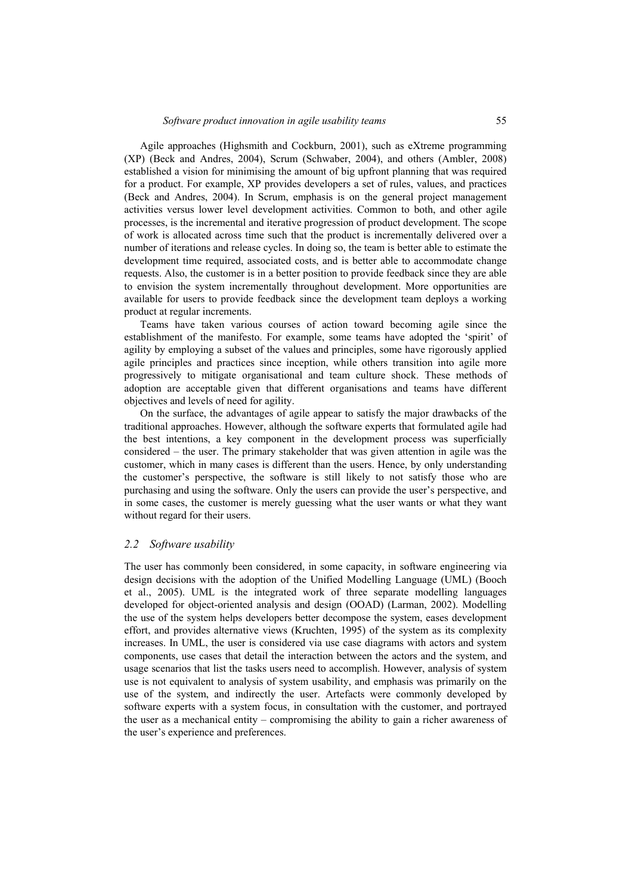Agile approaches (Highsmith and Cockburn, 2001), such as eXtreme programming (XP) (Beck and Andres, 2004), Scrum (Schwaber, 2004), and others (Ambler, 2008) established a vision for minimising the amount of big upfront planning that was required for a product. For example, XP provides developers a set of rules, values, and practices (Beck and Andres, 2004). In Scrum, emphasis is on the general project management activities versus lower level development activities. Common to both, and other agile processes, is the incremental and iterative progression of product development. The scope of work is allocated across time such that the product is incrementally delivered over a number of iterations and release cycles. In doing so, the team is better able to estimate the development time required, associated costs, and is better able to accommodate change requests. Also, the customer is in a better position to provide feedback since they are able to envision the system incrementally throughout development. More opportunities are available for users to provide feedback since the development team deploys a working product at regular increments.

Teams have taken various courses of action toward becoming agile since the establishment of the manifesto. For example, some teams have adopted the 'spirit' of agility by employing a subset of the values and principles, some have rigorously applied agile principles and practices since inception, while others transition into agile more progressively to mitigate organisational and team culture shock. These methods of adoption are acceptable given that different organisations and teams have different objectives and levels of need for agility.

On the surface, the advantages of agile appear to satisfy the major drawbacks of the traditional approaches. However, although the software experts that formulated agile had the best intentions, a key component in the development process was superficially considered – the user. The primary stakeholder that was given attention in agile was the customer, which in many cases is different than the users. Hence, by only understanding the customer's perspective, the software is still likely to not satisfy those who are purchasing and using the software. Only the users can provide the user's perspective, and in some cases, the customer is merely guessing what the user wants or what they want without regard for their users.

### *2.2 Software usability*

The user has commonly been considered, in some capacity, in software engineering via design decisions with the adoption of the Unified Modelling Language (UML) (Booch et al., 2005). UML is the integrated work of three separate modelling languages developed for object-oriented analysis and design (OOAD) (Larman, 2002). Modelling the use of the system helps developers better decompose the system, eases development effort, and provides alternative views (Kruchten, 1995) of the system as its complexity increases. In UML, the user is considered via use case diagrams with actors and system components, use cases that detail the interaction between the actors and the system, and usage scenarios that list the tasks users need to accomplish. However, analysis of system use is not equivalent to analysis of system usability, and emphasis was primarily on the use of the system, and indirectly the user. Artefacts were commonly developed by software experts with a system focus, in consultation with the customer, and portrayed the user as a mechanical entity – compromising the ability to gain a richer awareness of the user's experience and preferences.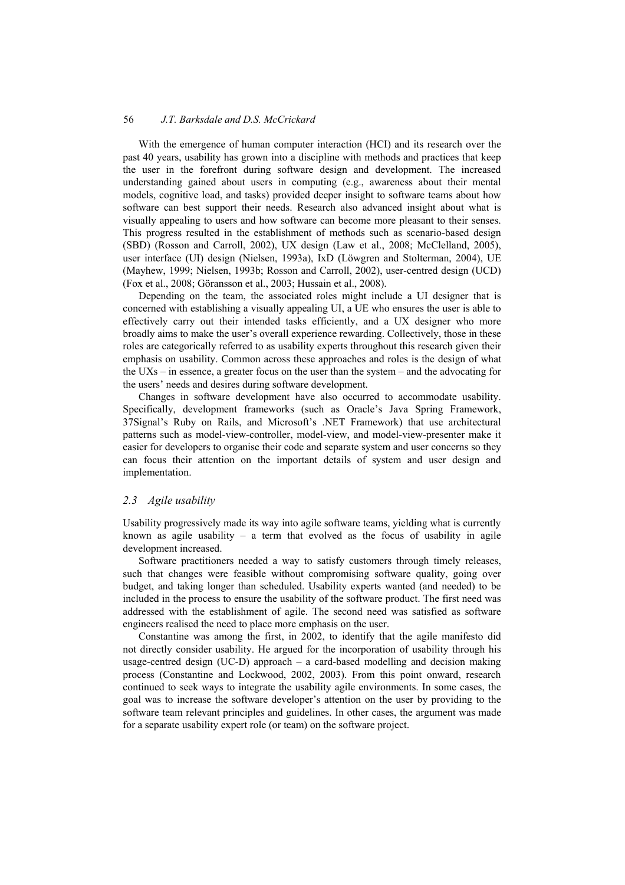With the emergence of human computer interaction (HCI) and its research over the past 40 years, usability has grown into a discipline with methods and practices that keep the user in the forefront during software design and development. The increased understanding gained about users in computing (e.g., awareness about their mental models, cognitive load, and tasks) provided deeper insight to software teams about how software can best support their needs. Research also advanced insight about what is visually appealing to users and how software can become more pleasant to their senses. This progress resulted in the establishment of methods such as scenario-based design (SBD) (Rosson and Carroll, 2002), UX design (Law et al., 2008; McClelland, 2005), user interface (UI) design (Nielsen, 1993a), IxD (Löwgren and Stolterman, 2004), UE (Mayhew, 1999; Nielsen, 1993b; Rosson and Carroll, 2002), user-centred design (UCD) (Fox et al., 2008; Göransson et al., 2003; Hussain et al., 2008).

Depending on the team, the associated roles might include a UI designer that is concerned with establishing a visually appealing UI, a UE who ensures the user is able to effectively carry out their intended tasks efficiently, and a UX designer who more broadly aims to make the user's overall experience rewarding. Collectively, those in these roles are categorically referred to as usability experts throughout this research given their emphasis on usability. Common across these approaches and roles is the design of what the UXs – in essence, a greater focus on the user than the system – and the advocating for the users' needs and desires during software development.

Changes in software development have also occurred to accommodate usability. Specifically, development frameworks (such as Oracle's Java Spring Framework, 37Signal's Ruby on Rails, and Microsoft's .NET Framework) that use architectural patterns such as model-view-controller, model-view, and model-view-presenter make it easier for developers to organise their code and separate system and user concerns so they can focus their attention on the important details of system and user design and implementation.

### *2.3 Agile usability*

Usability progressively made its way into agile software teams, yielding what is currently known as agile usability – a term that evolved as the focus of usability in agile development increased.

Software practitioners needed a way to satisfy customers through timely releases, such that changes were feasible without compromising software quality, going over budget, and taking longer than scheduled. Usability experts wanted (and needed) to be included in the process to ensure the usability of the software product. The first need was addressed with the establishment of agile. The second need was satisfied as software engineers realised the need to place more emphasis on the user.

Constantine was among the first, in 2002, to identify that the agile manifesto did not directly consider usability. He argued for the incorporation of usability through his usage-centred design (UC-D) approach – a card-based modelling and decision making process (Constantine and Lockwood, 2002, 2003). From this point onward, research continued to seek ways to integrate the usability agile environments. In some cases, the goal was to increase the software developer's attention on the user by providing to the software team relevant principles and guidelines. In other cases, the argument was made for a separate usability expert role (or team) on the software project.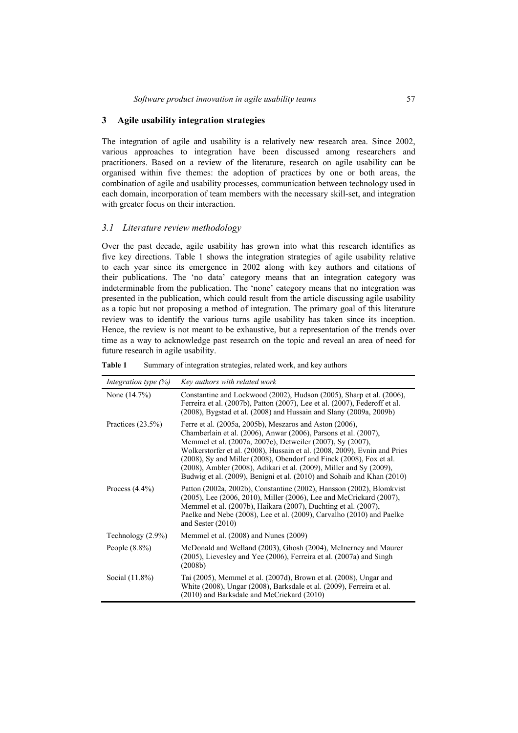## 3 Agile usability integration strategies

The integration of agile and usability is a relatively new research area. Since 2002, various approaches to integration have been discussed among researchers and practitioners. Based on a review of the literature, research on agile usability can be organised within five themes: the adoption of practices by one or both areas, the combination of agile and usability processes, communication between technology used in each domain, incorporation of team members with the necessary skill-set, and integration with greater focus on their interaction.

### *3.1 Literature review methodology*

Over the past decade, agile usability has grown into what this research identifies as five key directions. Table 1 shows the integration strategies of agile usability relative to each year since its emergence in 2002 along with key authors and citations of their publications. The 'no data' category means that an integration category was indeterminable from the publication. The 'none' category means that no integration was presented in the publication, which could result from the article discussing agile usability as a topic but not proposing a method of integration. The primary goal of this literature review was to identify the various turns agile usability has taken since its inception. Hence, the review is not meant to be exhaustive, but a representation of the trends over time as a way to acknowledge past research on the topic and reveal an area of need for future research in agile usability.

**Table 1** Summary of integration strategies, related work, and key authors

| *Integration type (%)* | *Key authors with related work* |
|---|---|
| None (14.7%) | Constantine and Lockwood (2002), Hudson (2005), Sharp et al. (2006), Ferreira et al. (2007b), Patton (2007), Lee et al. (2007), Federoff et al. (2008), Bygstad et al. (2008) and Hussain and Slany (2009a, 2009b) |
| Practices (23.5%) | Ferre et al. (2005a, 2005b), Meszaros and Aston (2006), Chamberlain et al. (2006), Anwar (2006), Parsons et al. (2007), Memmel et al. (2007a, 2007c), Detweiler (2007), Sy (2007), Wolkerstorfer et al. (2008), Hussain et al. (2008, 2009), Evnin and Pries (2008), Sy and Miller (2008), Obendorf and Finck (2008), Fox et al. (2008), Ambler (2008), Adikari et al. (2009), Miller and Sy (2009), Budwig et al. (2009), Benigni et al. (2010) and Sohaib and Khan (2010) |
| Process (4.4%) | Patton (2002a, 2002b), Constantine (2002), Hansson (2002), Blomkvist (2005), Lee (2006, 2010), Miller (2006), Lee and McCrickard (2007), Memmel et al. (2007b), Haikara (2007), Duchting et al. (2007), Paelke and Nebe (2008), Lee et al. (2009), Carvalho (2010) and Paelke and Sester (2010) |
| Technology (2.9%) | Memmel et al. (2008) and Nunes (2009) |
| People (8.8%) | McDonald and Welland (2003), Ghosh (2004), McInerney and Maurer (2005), Lievesley and Yee (2006), Ferreira et al. (2007a) and Singh (2008b) |
| Social (11.8%) | Tai (2005), Memmel et al. (2007d), Brown et al. (2008), Ungar and White (2008), Ungar (2008), Barksdale et al. (2009), Ferreira et al. (2010) and Barksdale and McCrickard (2010) |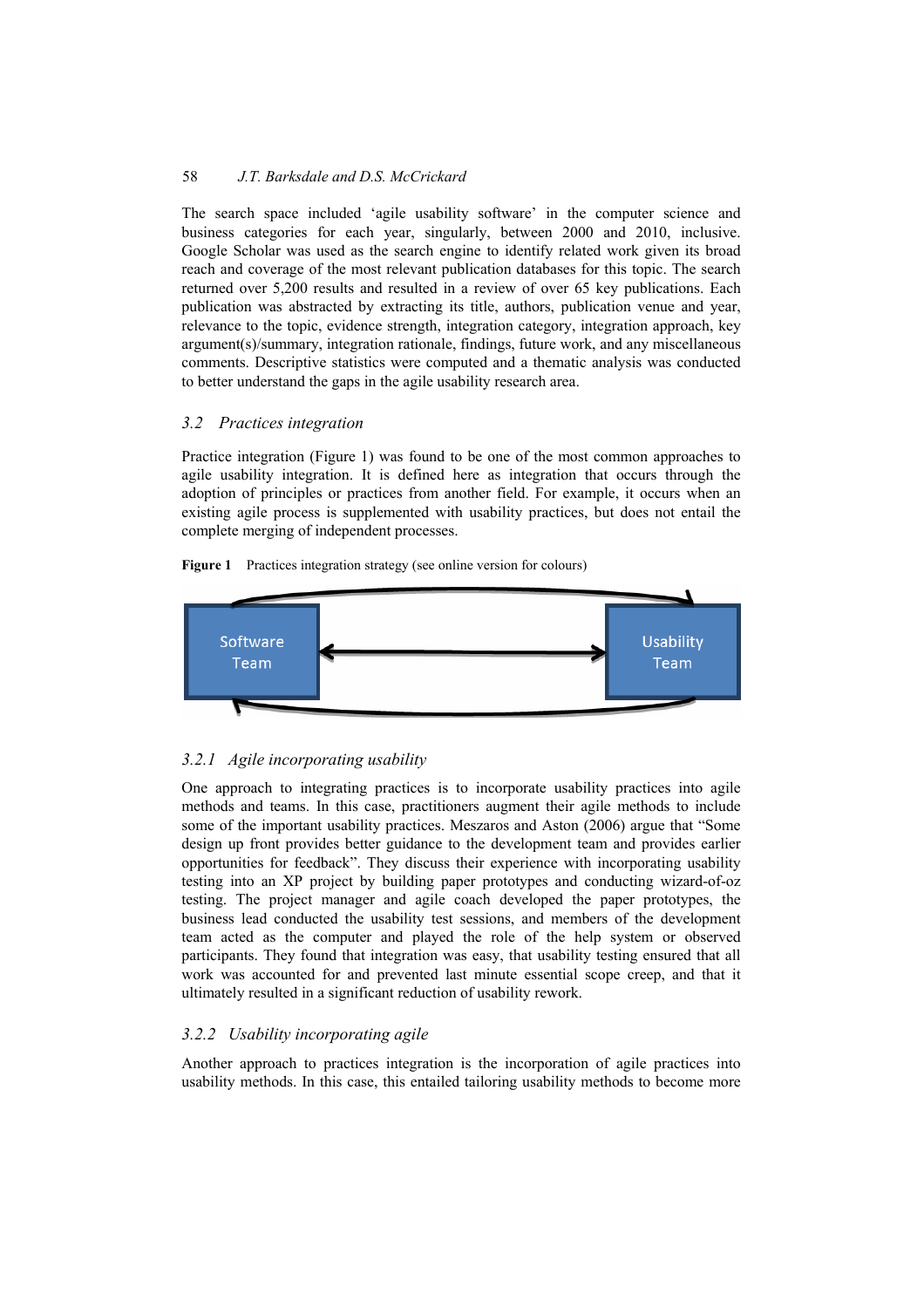The search space included 'agile usability software' in the computer science and business categories for each year, singularly, between 2000 and 2010, inclusive. Google Scholar was used as the search engine to identify related work given its broad reach and coverage of the most relevant publication databases for this topic. The search returned over 5,200 results and resulted in a review of over 65 key publications. Each publication was abstracted by extracting its title, authors, publication venue and year, relevance to the topic, evidence strength, integration category, integration approach, key argument(s)/summary, integration rationale, findings, future work, and any miscellaneous comments. Descriptive statistics were computed and a thematic analysis was conducted to better understand the gaps in the agile usability research area.

### 3.2 Practices integration

Practice integration (Figure 1) was found to be one of the most common approaches to agile usability integration. It is defined here as integration that occurs through the adoption of principles or practices from another field. For example, it occurs when an existing agile process is supplemented with usability practices, but does not entail the complete merging of independent processes.

**Figure 1** Practices integration strategy (see online version for colours)

Software Team ⟷ Usability Team

#### 3.2.1 Agile incorporating usability

One approach to integrating practices is to incorporate usability practices into agile methods and teams. In this case, practitioners augment their agile methods to include some of the important usability practices. Meszaros and Aston (2006) argue that "Some design up front provides better guidance to the development team and provides earlier opportunities for feedback". They discuss their experience with incorporating usability testing into an XP project by building paper prototypes and conducting wizard-of-oz testing. The project manager and agile coach developed the paper prototypes, the business lead conducted the usability test sessions, and members of the development team acted as the computer and played the role of the help system or observed participants. They found that integration was easy, that usability testing ensured that all work was accounted for and prevented last minute essential scope creep, and that it ultimately resulted in a significant reduction of usability rework.

#### 3.2.2 Usability incorporating agile

Another approach to practices integration is the incorporation of agile practices into usability methods. In this case, this entailed tailoring usability methods to become more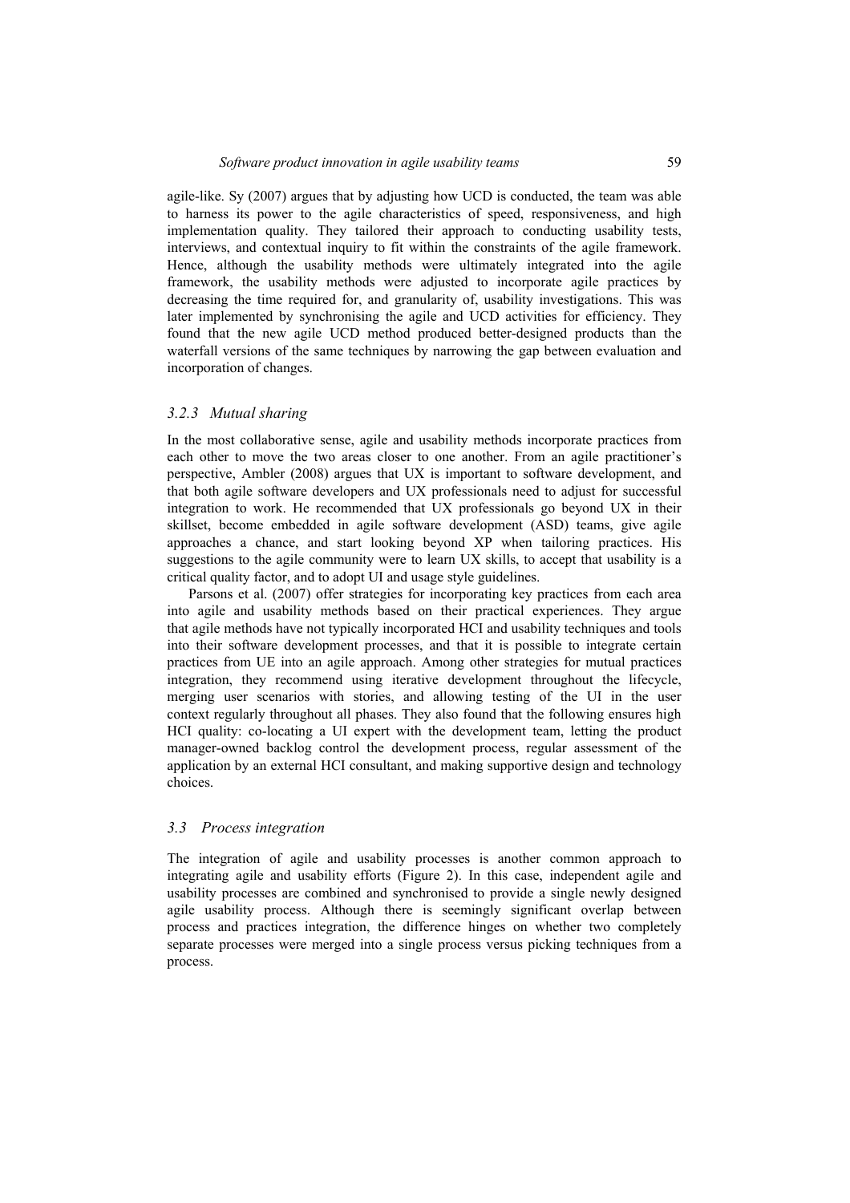agile-like. Sy (2007) argues that by adjusting how UCD is conducted, the team was able to harness its power to the agile characteristics of speed, responsiveness, and high implementation quality. They tailored their approach to conducting usability tests, interviews, and contextual inquiry to fit within the constraints of the agile framework. Hence, although the usability methods were ultimately integrated into the agile framework, the usability methods were adjusted to incorporate agile practices by decreasing the time required for, and granularity of, usability investigations. This was later implemented by synchronising the agile and UCD activities for efficiency. They found that the new agile UCD method produced better-designed products than the waterfall versions of the same techniques by narrowing the gap between evaluation and incorporation of changes.

### *3.2.3 Mutual sharing*

In the most collaborative sense, agile and usability methods incorporate practices from each other to move the two areas closer to one another. From an agile practitioner's perspective, Ambler (2008) argues that UX is important to software development, and that both agile software developers and UX professionals need to adjust for successful integration to work. He recommended that UX professionals go beyond UX in their skillset, become embedded in agile software development (ASD) teams, give agile approaches a chance, and start looking beyond XP when tailoring practices. His suggestions to the agile community were to learn UX skills, to accept that usability is a critical quality factor, and to adopt UI and usage style guidelines.

Parsons et al. (2007) offer strategies for incorporating key practices from each area into agile and usability methods based on their practical experiences. They argue that agile methods have not typically incorporated HCI and usability techniques and tools into their software development processes, and that it is possible to integrate certain practices from UE into an agile approach. Among other strategies for mutual practices integration, they recommend using iterative development throughout the lifecycle, merging user scenarios with stories, and allowing testing of the UI in the user context regularly throughout all phases. They also found that the following ensures high HCI quality: co-locating a UI expert with the development team, letting the product manager-owned backlog control the development process, regular assessment of the application by an external HCI consultant, and making supportive design and technology choices.

## *3.3 Process integration*

The integration of agile and usability processes is another common approach to integrating agile and usability efforts (Figure 2). In this case, independent agile and usability processes are combined and synchronised to provide a single newly designed agile usability process. Although there is seemingly significant overlap between process and practices integration, the difference hinges on whether two completely separate processes were merged into a single process versus picking techniques from a process.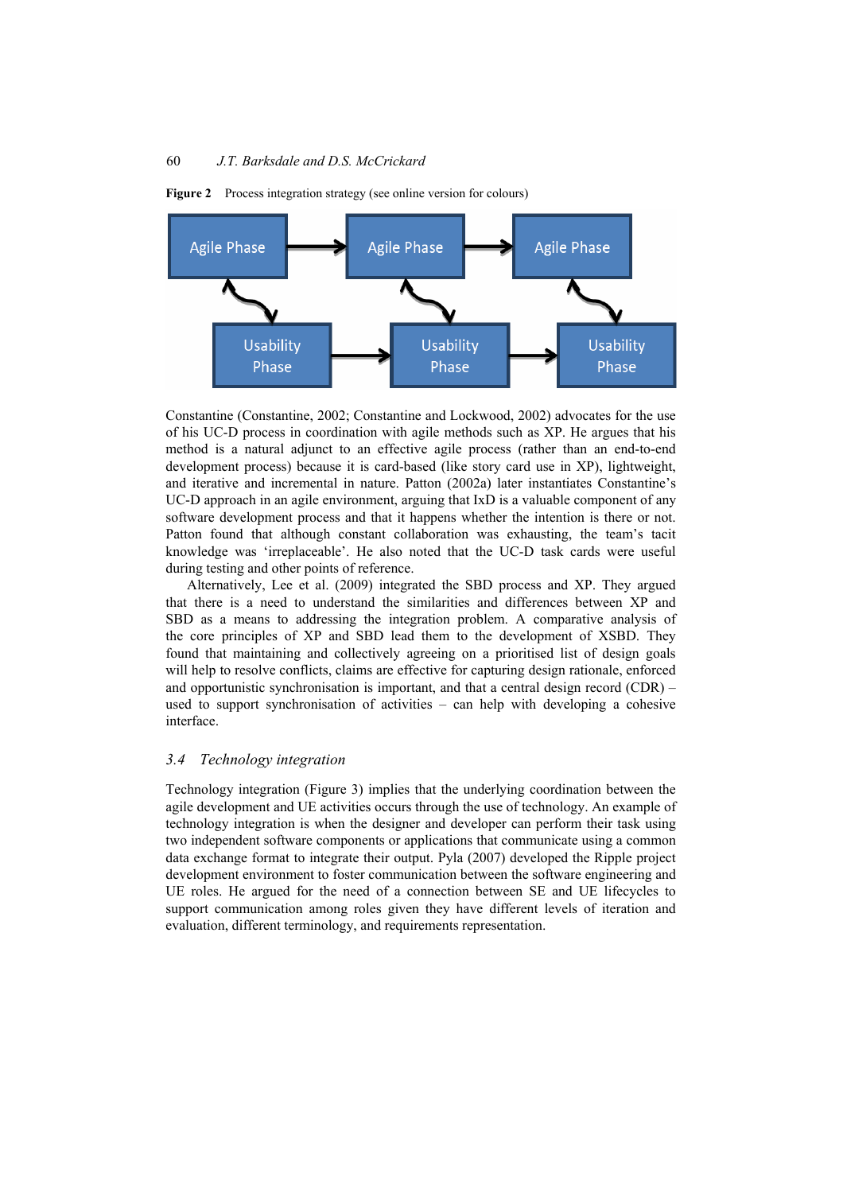**Figure 2** Process integration strategy (see online version for colours)

Constantine (Constantine, 2002; Constantine and Lockwood, 2002) advocates for the use of his UC-D process in coordination with agile methods such as XP. He argues that his method is a natural adjunct to an effective agile process (rather than an end-to-end development process) because it is card-based (like story card use in XP), lightweight, and iterative and incremental in nature. Patton (2002a) later instantiates Constantine's UC-D approach in an agile environment, arguing that IxD is a valuable component of any software development process and that it happens whether the intention is there or not. Patton found that although constant collaboration was exhausting, the team's tacit knowledge was 'irreplaceable'. He also noted that the UC-D task cards were useful during testing and other points of reference.

Alternatively, Lee et al. (2009) integrated the SBD process and XP. They argued that there is a need to understand the similarities and differences between XP and SBD as a means to addressing the integration problem. A comparative analysis of the core principles of XP and SBD lead them to the development of XSBD. They found that maintaining and collectively agreeing on a prioritised list of design goals will help to resolve conflicts, claims are effective for capturing design rationale, enforced and opportunistic synchronisation is important, and that a central design record (CDR) – used to support synchronisation of activities – can help with developing a cohesive interface.

## 3.4 Technology integration

Technology integration (Figure 3) implies that the underlying coordination between the agile development and UE activities occurs through the use of technology. An example of technology integration is when the designer and developer can perform their task using two independent software components or applications that communicate using a common data exchange format to integrate their output. Pyla (2007) developed the Ripple project development environment to foster communication between the software engineering and UE roles. He argued for the need of a connection between SE and UE lifecycles to support communication among roles given they have different levels of iteration and evaluation, different terminology, and requirements representation.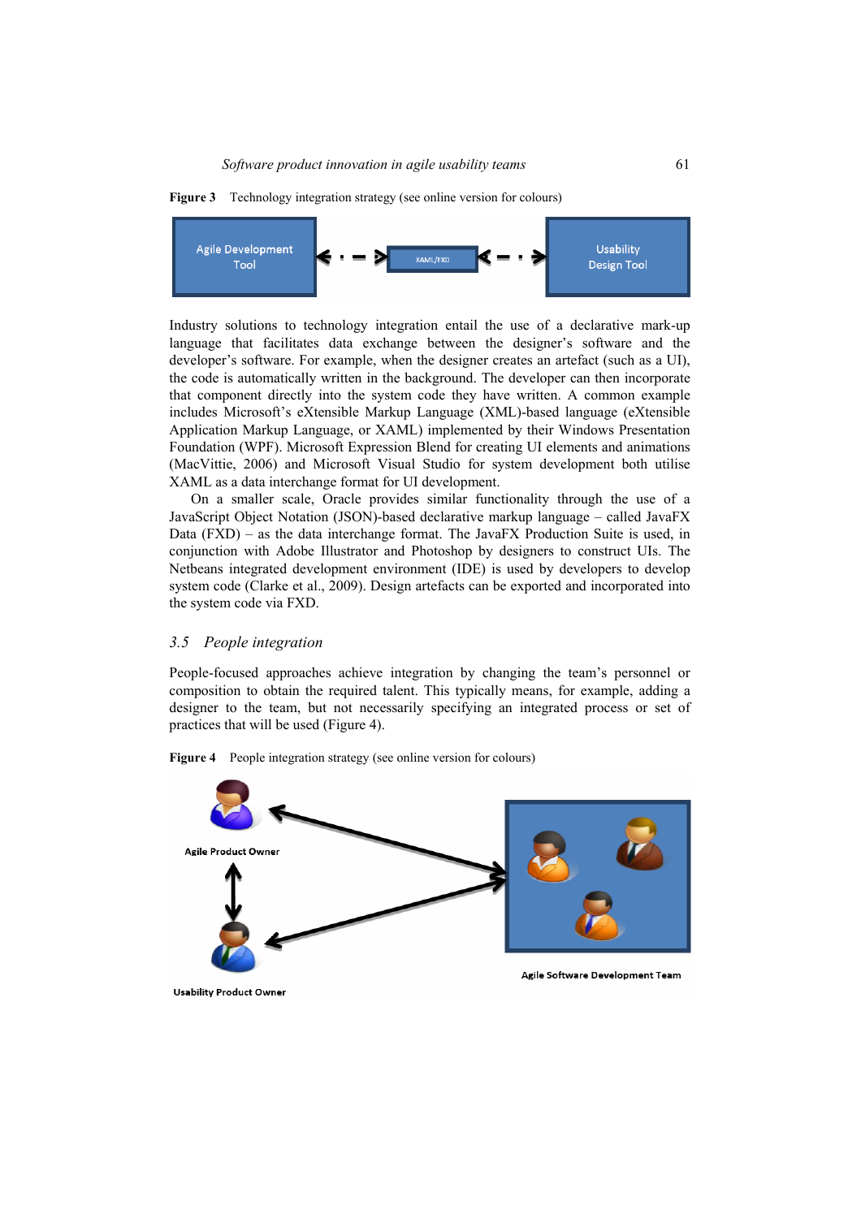**Figure 3** Technology integration strategy (see online version for colours)

Industry solutions to technology integration entail the use of a declarative mark-up language that facilitates data exchange between the designer's software and the developer's software. For example, when the designer creates an artefact (such as a UI), the code is automatically written in the background. The developer can then incorporate that component directly into the system code they have written. A common example includes Microsoft's eXtensible Markup Language (XML)-based language (eXtensible Application Markup Language, or XAML) implemented by their Windows Presentation Foundation (WPF). Microsoft Expression Blend for creating UI elements and animations (MacVittie, 2006) and Microsoft Visual Studio for system development both utilise XAML as a data interchange format for UI development.

On a smaller scale, Oracle provides similar functionality through the use of a JavaScript Object Notation (JSON)-based declarative markup language – called JavaFX Data (FXD) – as the data interchange format. The JavaFX Production Suite is used, in conjunction with Adobe Illustrator and Photoshop by designers to construct UIs. The Netbeans integrated development environment (IDE) is used by developers to develop system code (Clarke et al., 2009). Design artefacts can be exported and incorporated into the system code via FXD.

### 3.5 People integration

People-focused approaches achieve integration by changing the team's personnel or composition to obtain the required talent. This typically means, for example, adding a designer to the team, but not necessarily specifying an integrated process or set of practices that will be used (Figure 4).

**Figure 4** People integration strategy (see online version for colours)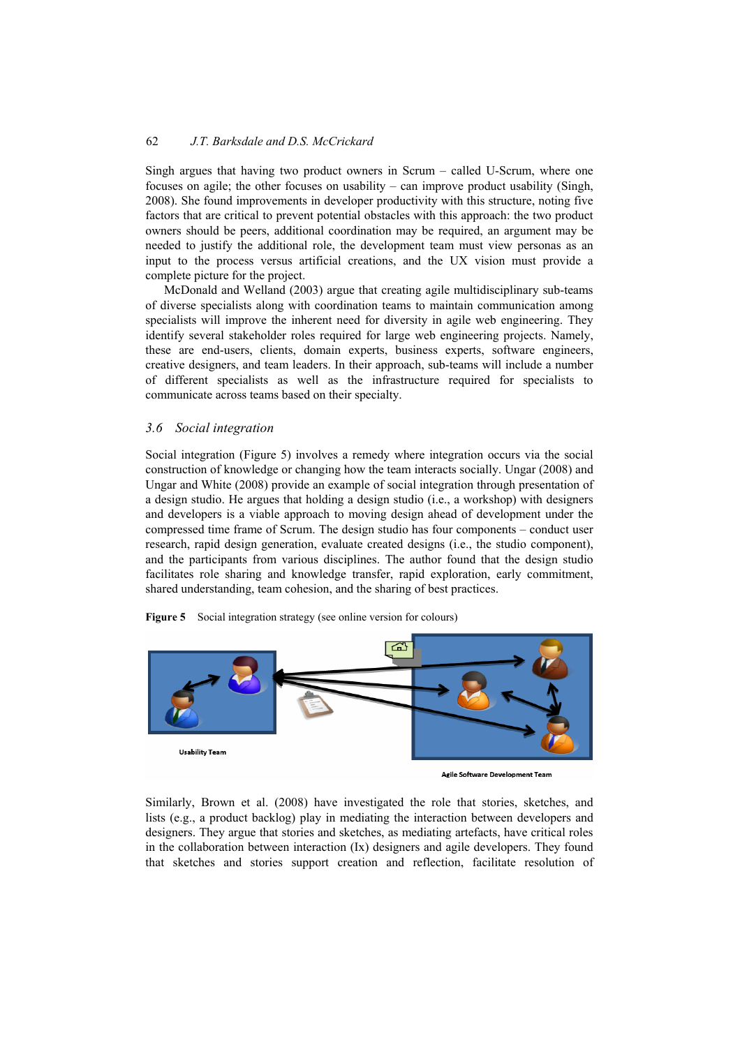Singh argues that having two product owners in Scrum – called U-Scrum, where one focuses on agile; the other focuses on usability – can improve product usability (Singh, 2008). She found improvements in developer productivity with this structure, noting five factors that are critical to prevent potential obstacles with this approach: the two product owners should be peers, additional coordination may be required, an argument may be needed to justify the additional role, the development team must view personas as an input to the process versus artificial creations, and the UX vision must provide a complete picture for the project.

McDonald and Welland (2003) argue that creating agile multidisciplinary sub-teams of diverse specialists along with coordination teams to maintain communication among specialists will improve the inherent need for diversity in agile web engineering. They identify several stakeholder roles required for large web engineering projects. Namely, these are end-users, clients, domain experts, business experts, software engineers, creative designers, and team leaders. In their approach, sub-teams will include a number of different specialists as well as the infrastructure required for specialists to communicate across teams based on their specialty.

### 3.6 Social integration

Social integration (Figure 5) involves a remedy where integration occurs via the social construction of knowledge or changing how the team interacts socially. Ungar (2008) and Ungar and White (2008) provide an example of social integration through presentation of a design studio. He argues that holding a design studio (i.e., a workshop) with designers and developers is a viable approach to moving design ahead of development under the compressed time frame of Scrum. The design studio has four components – conduct user research, rapid design generation, evaluate created designs (i.e., the studio component), and the participants from various disciplines. The author found that the design studio facilitates role sharing and knowledge transfer, rapid exploration, early commitment, shared understanding, team cohesion, and the sharing of best practices.

**Figure 5** Social integration strategy (see online version for colours)

Similarly, Brown et al. (2008) have investigated the role that stories, sketches, and lists (e.g., a product backlog) play in mediating the interaction between developers and designers. They argue that stories and sketches, as mediating artefacts, have critical roles in the collaboration between interaction (Ix) designers and agile developers. They found that sketches and stories support creation and reflection, facilitate resolution of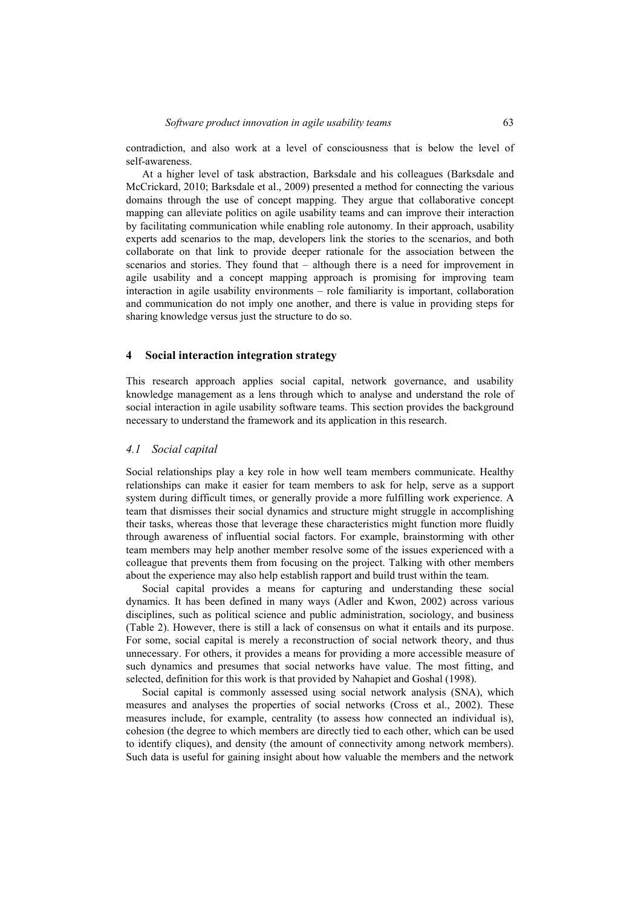contradiction, and also work at a level of consciousness that is below the level of self-awareness.

At a higher level of task abstraction, Barksdale and his colleagues (Barksdale and McCrickard, 2010; Barksdale et al., 2009) presented a method for connecting the various domains through the use of concept mapping. They argue that collaborative concept mapping can alleviate politics on agile usability teams and can improve their interaction by facilitating communication while enabling role autonomy. In their approach, usability experts add scenarios to the map, developers link the stories to the scenarios, and both collaborate on that link to provide deeper rationale for the association between the scenarios and stories. They found that – although there is a need for improvement in agile usability and a concept mapping approach is promising for improving team interaction in agile usability environments – role familiarity is important, collaboration and communication do not imply one another, and there is value in providing steps for sharing knowledge versus just the structure to do so.

## 4 Social interaction integration strategy

This research approach applies social capital, network governance, and usability knowledge management as a lens through which to analyse and understand the role of social interaction in agile usability software teams. This section provides the background necessary to understand the framework and its application in this research.

### *4.1 Social capital*

Social relationships play a key role in how well team members communicate. Healthy relationships can make it easier for team members to ask for help, serve as a support system during difficult times, or generally provide a more fulfilling work experience. A team that dismisses their social dynamics and structure might struggle in accomplishing their tasks, whereas those that leverage these characteristics might function more fluidly through awareness of influential social factors. For example, brainstorming with other team members may help another member resolve some of the issues experienced with a colleague that prevents them from focusing on the project. Talking with other members about the experience may also help establish rapport and build trust within the team.

Social capital provides a means for capturing and understanding these social dynamics. It has been defined in many ways (Adler and Kwon, 2002) across various disciplines, such as political science and public administration, sociology, and business (Table 2). However, there is still a lack of consensus on what it entails and its purpose. For some, social capital is merely a reconstruction of social network theory, and thus unnecessary. For others, it provides a means for providing a more accessible measure of such dynamics and presumes that social networks have value. The most fitting, and selected, definition for this work is that provided by Nahapiet and Goshal (1998).

Social capital is commonly assessed using social network analysis (SNA), which measures and analyses the properties of social networks (Cross et al., 2002). These measures include, for example, centrality (to assess how connected an individual is), cohesion (the degree to which members are directly tied to each other, which can be used to identify cliques), and density (the amount of connectivity among network members). Such data is useful for gaining insight about how valuable the members and the network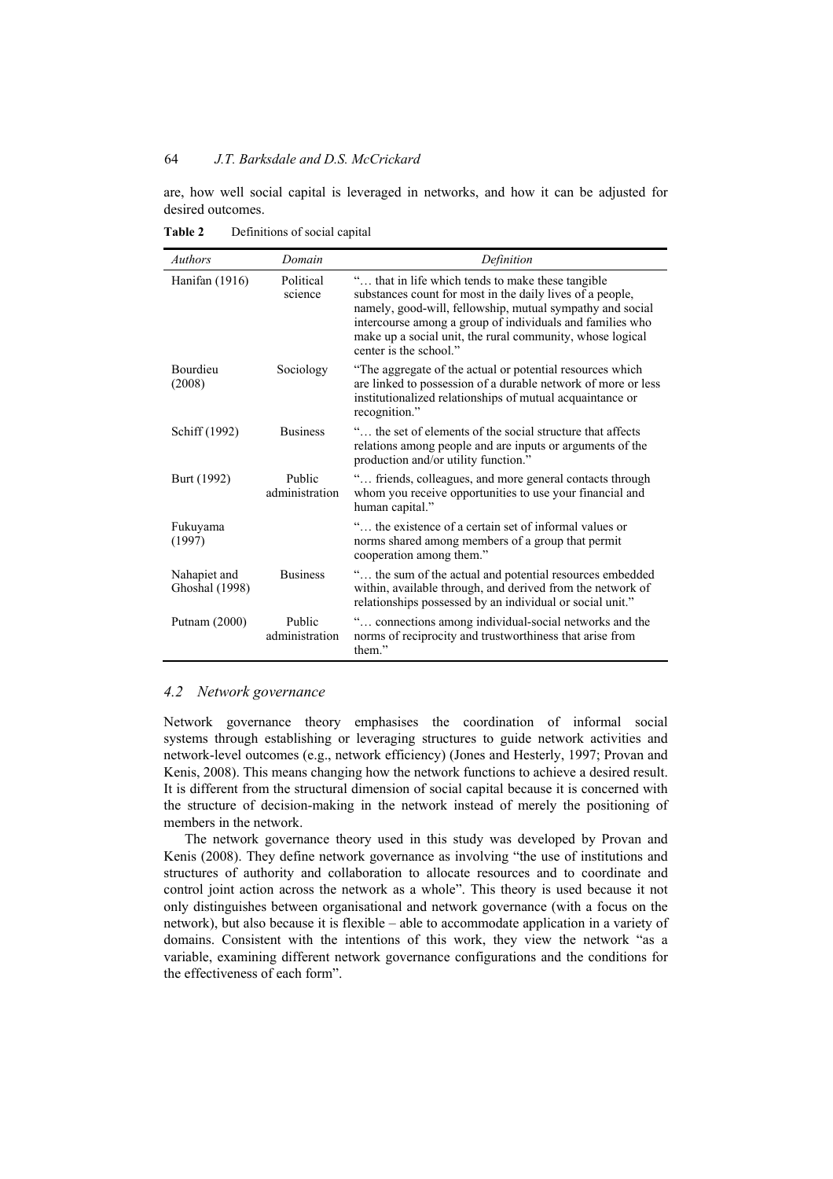are, how well social capital is leveraged in networks, and how it can be adjusted for desired outcomes.

**Table 2** Definitions of social capital

| *Authors* | *Domain* | *Definition* |
|---|---|---|
| Hanifan (1916) | Political science | "… that in life which tends to make these tangible substances count for most in the daily lives of a people, namely, good-will, fellowship, mutual sympathy and social intercourse among a group of individuals and families who make up a social unit, the rural community, whose logical center is the school." |
| Bourdieu (2008) | Sociology | "The aggregate of the actual or potential resources which are linked to possession of a durable network of more or less institutionalized relationships of mutual acquaintance or recognition." |
| Schiff (1992) | Business | "… the set of elements of the social structure that affects relations among people and are inputs or arguments of the production and/or utility function." |
| Burt (1992) | Public administration | "… friends, colleagues, and more general contacts through whom you receive opportunities to use your financial and human capital." |
| Fukuyama (1997) | | "… the existence of a certain set of informal values or norms shared among members of a group that permit cooperation among them." |
| Nahapiet and Ghoshal (1998) | Business | "… the sum of the actual and potential resources embedded within, available through, and derived from the network of relationships possessed by an individual or social unit." |
| Putnam (2000) | Public administration | "… connections among individual-social networks and the norms of reciprocity and trustworthiness that arise from them." |

### *4.2 Network governance*

Network governance theory emphasises the coordination of informal social systems through establishing or leveraging structures to guide network activities and network-level outcomes (e.g., network efficiency) (Jones and Hesterly, 1997; Provan and Kenis, 2008). This means changing how the network functions to achieve a desired result. It is different from the structural dimension of social capital because it is concerned with the structure of decision-making in the network instead of merely the positioning of members in the network.

The network governance theory used in this study was developed by Provan and Kenis (2008). They define network governance as involving "the use of institutions and structures of authority and collaboration to allocate resources and to coordinate and control joint action across the network as a whole". This theory is used because it not only distinguishes between organisational and network governance (with a focus on the network), but also because it is flexible – able to accommodate application in a variety of domains. Consistent with the intentions of this work, they view the network "as a variable, examining different network governance configurations and the conditions for the effectiveness of each form".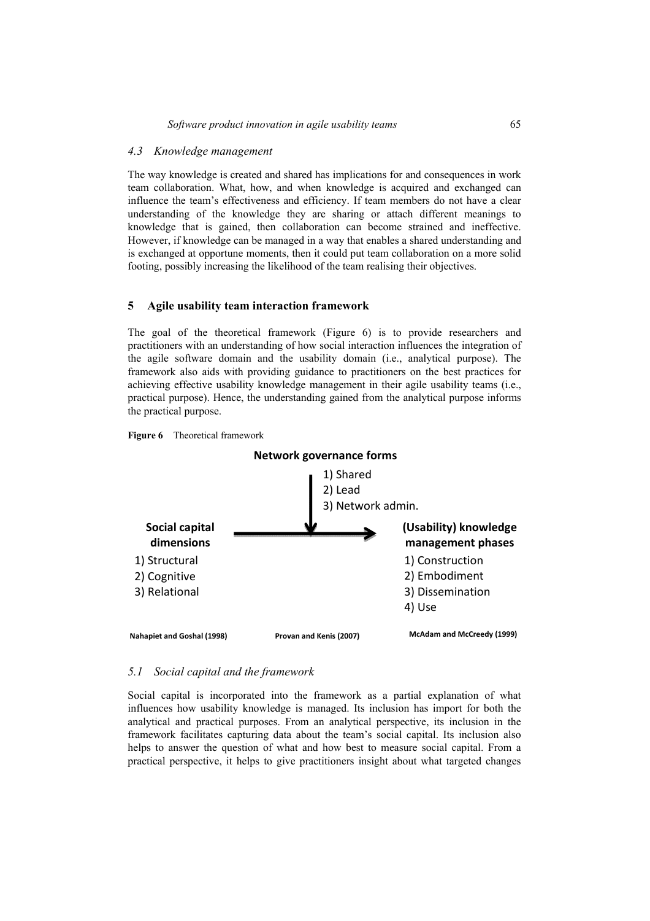### 4.3 Knowledge management

The way knowledge is created and shared has implications for and consequences in work team collaboration. What, how, and when knowledge is acquired and exchanged can influence the team's effectiveness and efficiency. If team members do not have a clear understanding of the knowledge they are sharing or attach different meanings to knowledge that is gained, then collaboration can become strained and ineffective. However, if knowledge can be managed in a way that enables a shared understanding and is exchanged at opportune moments, then it could put team collaboration on a more solid footing, possibly increasing the likelihood of the team realising their objectives.

## 5 Agile usability team interaction framework

The goal of the theoretical framework (Figure 6) is to provide researchers and practitioners with an understanding of how social interaction influences the integration of the agile software domain and the usability domain (i.e., analytical purpose). The framework also aids with providing guidance to practitioners on the best practices for achieving effective usability knowledge management in their agile usability teams (i.e., practical purpose). Hence, the understanding gained from the analytical purpose informs the practical purpose.

**Figure 6** Theoretical framework

**Network governance forms**
1) Shared
2) Lead
3) Network admin.

**Social capital dimensions** → **(Usability) knowledge management phases**

Social capital dimensions:
1) Structural
2) Cognitive
3) Relational

(Usability) knowledge management phases:
1) Construction
2) Embodiment
3) Dissemination
4) Use

**Nahapiet and Goshal (1998)** — **Provan and Kenis (2007)** — **McAdam and McCreedy (1999)**

### 5.1 Social capital and the framework

Social capital is incorporated into the framework as a partial explanation of what influences how usability knowledge is managed. Its inclusion has import for both the analytical and practical purposes. From an analytical perspective, its inclusion in the framework facilitates capturing data about the team's social capital. Its inclusion also helps to answer the question of what and how best to measure social capital. From a practical perspective, it helps to give practitioners insight about what targeted changes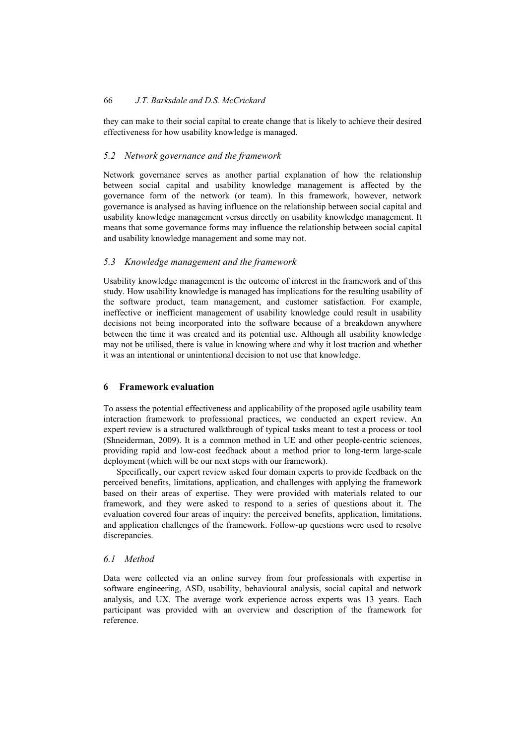they can make to their social capital to create change that is likely to achieve their desired effectiveness for how usability knowledge is managed.

### *5.2 Network governance and the framework*

Network governance serves as another partial explanation of how the relationship between social capital and usability knowledge management is affected by the governance form of the network (or team). In this framework, however, network governance is analysed as having influence on the relationship between social capital and usability knowledge management versus directly on usability knowledge management. It means that some governance forms may influence the relationship between social capital and usability knowledge management and some may not.

### *5.3 Knowledge management and the framework*

Usability knowledge management is the outcome of interest in the framework and of this study. How usability knowledge is managed has implications for the resulting usability of the software product, team management, and customer satisfaction. For example, ineffective or inefficient management of usability knowledge could result in usability decisions not being incorporated into the software because of a breakdown anywhere between the time it was created and its potential use. Although all usability knowledge may not be utilised, there is value in knowing where and why it lost traction and whether it was an intentional or unintentional decision to not use that knowledge.

## 6 Framework evaluation

To assess the potential effectiveness and applicability of the proposed agile usability team interaction framework to professional practices, we conducted an expert review. An expert review is a structured walkthrough of typical tasks meant to test a process or tool (Shneiderman, 2009). It is a common method in UE and other people-centric sciences, providing rapid and low-cost feedback about a method prior to long-term large-scale deployment (which will be our next steps with our framework).

Specifically, our expert review asked four domain experts to provide feedback on the perceived benefits, limitations, application, and challenges with applying the framework based on their areas of expertise. They were provided with materials related to our framework, and they were asked to respond to a series of questions about it. The evaluation covered four areas of inquiry: the perceived benefits, application, limitations, and application challenges of the framework. Follow-up questions were used to resolve discrepancies.

### *6.1 Method*

Data were collected via an online survey from four professionals with expertise in software engineering, ASD, usability, behavioural analysis, social capital and network analysis, and UX. The average work experience across experts was 13 years. Each participant was provided with an overview and description of the framework for reference.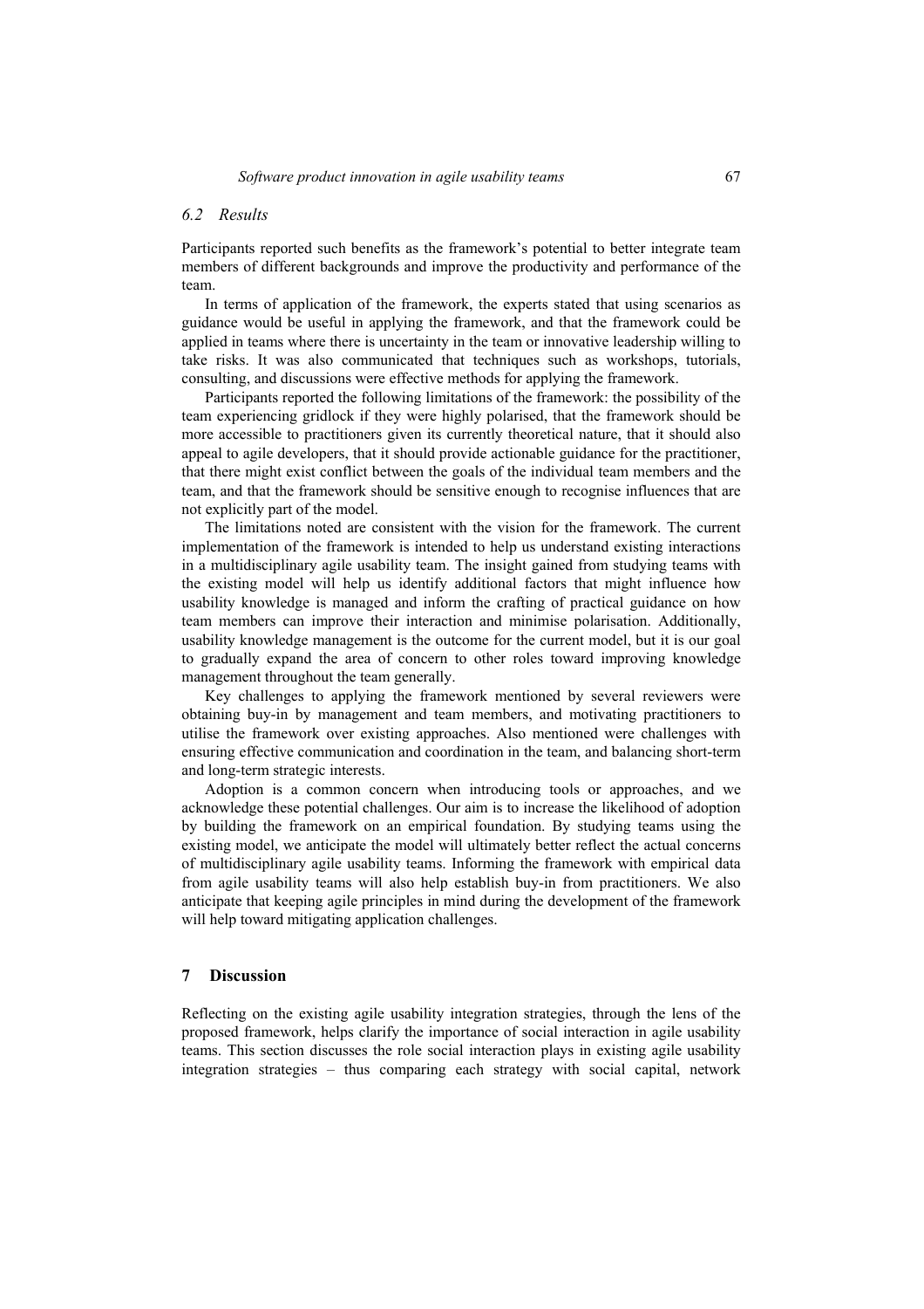### 6.2 Results

Participants reported such benefits as the framework's potential to better integrate team members of different backgrounds and improve the productivity and performance of the team.

In terms of application of the framework, the experts stated that using scenarios as guidance would be useful in applying the framework, and that the framework could be applied in teams where there is uncertainty in the team or innovative leadership willing to take risks. It was also communicated that techniques such as workshops, tutorials, consulting, and discussions were effective methods for applying the framework.

Participants reported the following limitations of the framework: the possibility of the team experiencing gridlock if they were highly polarised, that the framework should be more accessible to practitioners given its currently theoretical nature, that it should also appeal to agile developers, that it should provide actionable guidance for the practitioner, that there might exist conflict between the goals of the individual team members and the team, and that the framework should be sensitive enough to recognise influences that are not explicitly part of the model.

The limitations noted are consistent with the vision for the framework. The current implementation of the framework is intended to help us understand existing interactions in a multidisciplinary agile usability team. The insight gained from studying teams with the existing model will help us identify additional factors that might influence how usability knowledge is managed and inform the crafting of practical guidance on how team members can improve their interaction and minimise polarisation. Additionally, usability knowledge management is the outcome for the current model, but it is our goal to gradually expand the area of concern to other roles toward improving knowledge management throughout the team generally.

Key challenges to applying the framework mentioned by several reviewers were obtaining buy-in by management and team members, and motivating practitioners to utilise the framework over existing approaches. Also mentioned were challenges with ensuring effective communication and coordination in the team, and balancing short-term and long-term strategic interests.

Adoption is a common concern when introducing tools or approaches, and we acknowledge these potential challenges. Our aim is to increase the likelihood of adoption by building the framework on an empirical foundation. By studying teams using the existing model, we anticipate the model will ultimately better reflect the actual concerns of multidisciplinary agile usability teams. Informing the framework with empirical data from agile usability teams will also help establish buy-in from practitioners. We also anticipate that keeping agile principles in mind during the development of the framework will help toward mitigating application challenges.

## 7 Discussion

Reflecting on the existing agile usability integration strategies, through the lens of the proposed framework, helps clarify the importance of social interaction in agile usability teams. This section discusses the role social interaction plays in existing agile usability integration strategies – thus comparing each strategy with social capital, network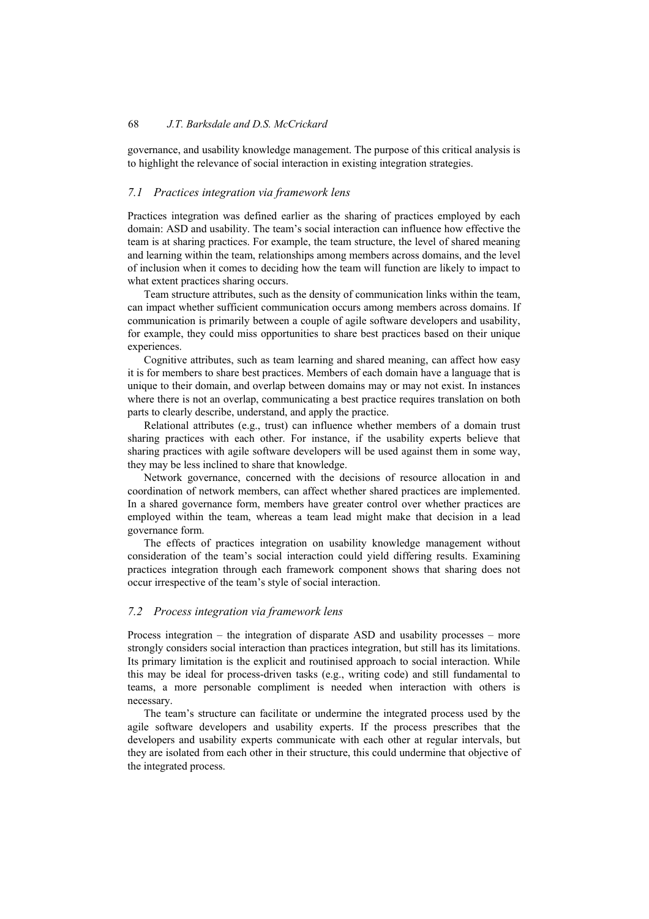governance, and usability knowledge management. The purpose of this critical analysis is to highlight the relevance of social interaction in existing integration strategies.

### *7.1 Practices integration via framework lens*

Practices integration was defined earlier as the sharing of practices employed by each domain: ASD and usability. The team's social interaction can influence how effective the team is at sharing practices. For example, the team structure, the level of shared meaning and learning within the team, relationships among members across domains, and the level of inclusion when it comes to deciding how the team will function are likely to impact to what extent practices sharing occurs.

Team structure attributes, such as the density of communication links within the team, can impact whether sufficient communication occurs among members across domains. If communication is primarily between a couple of agile software developers and usability, for example, they could miss opportunities to share best practices based on their unique experiences.

Cognitive attributes, such as team learning and shared meaning, can affect how easy it is for members to share best practices. Members of each domain have a language that is unique to their domain, and overlap between domains may or may not exist. In instances where there is not an overlap, communicating a best practice requires translation on both parts to clearly describe, understand, and apply the practice.

Relational attributes (e.g., trust) can influence whether members of a domain trust sharing practices with each other. For instance, if the usability experts believe that sharing practices with agile software developers will be used against them in some way, they may be less inclined to share that knowledge.

Network governance, concerned with the decisions of resource allocation in and coordination of network members, can affect whether shared practices are implemented. In a shared governance form, members have greater control over whether practices are employed within the team, whereas a team lead might make that decision in a lead governance form.

The effects of practices integration on usability knowledge management without consideration of the team's social interaction could yield differing results. Examining practices integration through each framework component shows that sharing does not occur irrespective of the team's style of social interaction.

### *7.2 Process integration via framework lens*

Process integration – the integration of disparate ASD and usability processes – more strongly considers social interaction than practices integration, but still has its limitations. Its primary limitation is the explicit and routinised approach to social interaction. While this may be ideal for process-driven tasks (e.g., writing code) and still fundamental to teams, a more personable compliment is needed when interaction with others is necessary.

The team's structure can facilitate or undermine the integrated process used by the agile software developers and usability experts. If the process prescribes that the developers and usability experts communicate with each other at regular intervals, but they are isolated from each other in their structure, this could undermine that objective of the integrated process.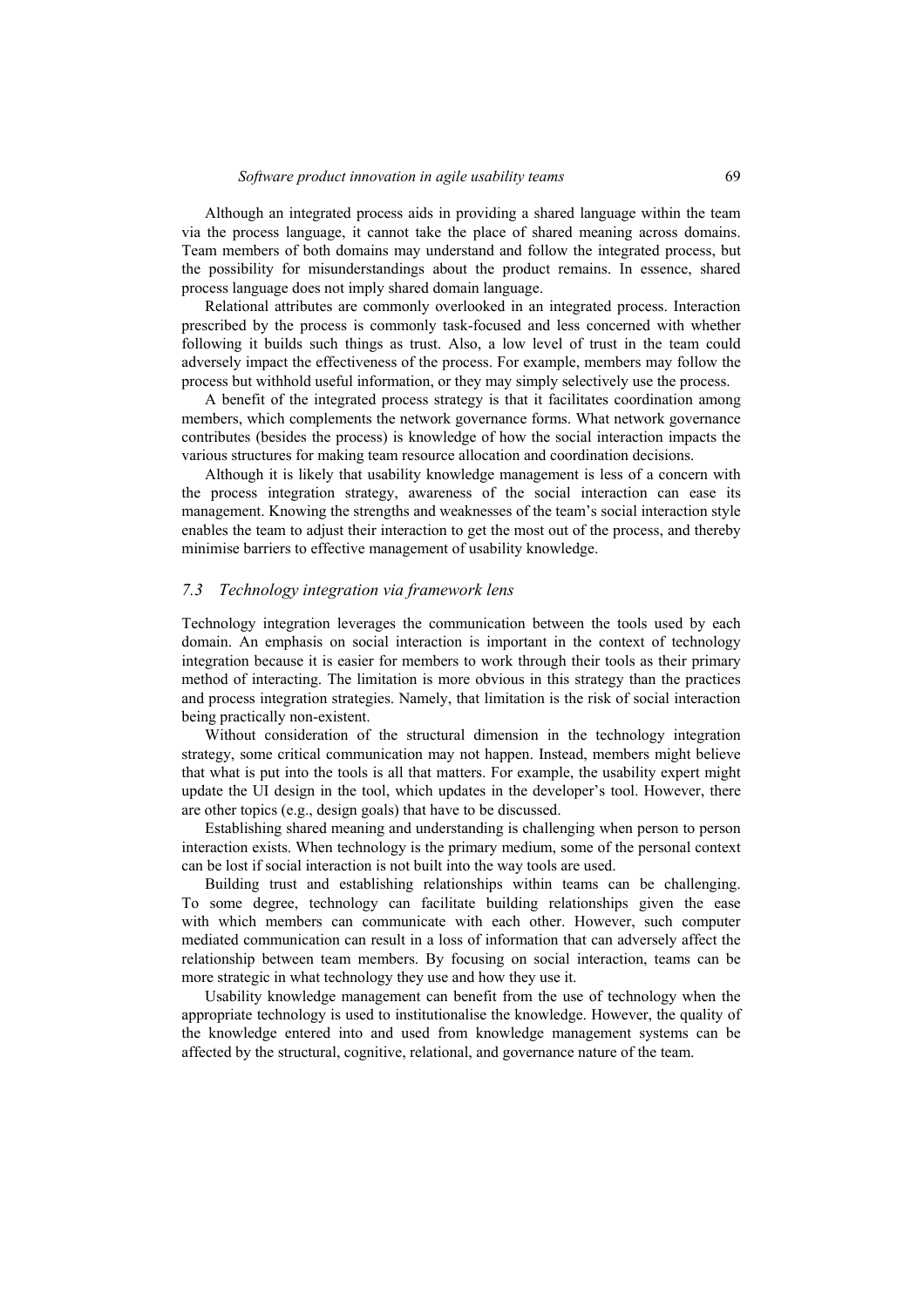Although an integrated process aids in providing a shared language within the team via the process language, it cannot take the place of shared meaning across domains. Team members of both domains may understand and follow the integrated process, but the possibility for misunderstandings about the product remains. In essence, shared process language does not imply shared domain language.

Relational attributes are commonly overlooked in an integrated process. Interaction prescribed by the process is commonly task-focused and less concerned with whether following it builds such things as trust. Also, a low level of trust in the team could adversely impact the effectiveness of the process. For example, members may follow the process but withhold useful information, or they may simply selectively use the process.

A benefit of the integrated process strategy is that it facilitates coordination among members, which complements the network governance forms. What network governance contributes (besides the process) is knowledge of how the social interaction impacts the various structures for making team resource allocation and coordination decisions.

Although it is likely that usability knowledge management is less of a concern with the process integration strategy, awareness of the social interaction can ease its management. Knowing the strengths and weaknesses of the team's social interaction style enables the team to adjust their interaction to get the most out of the process, and thereby minimise barriers to effective management of usability knowledge.

### *7.3 Technology integration via framework lens*

Technology integration leverages the communication between the tools used by each domain. An emphasis on social interaction is important in the context of technology integration because it is easier for members to work through their tools as their primary method of interacting. The limitation is more obvious in this strategy than the practices and process integration strategies. Namely, that limitation is the risk of social interaction being practically non-existent.

Without consideration of the structural dimension in the technology integration strategy, some critical communication may not happen. Instead, members might believe that what is put into the tools is all that matters. For example, the usability expert might update the UI design in the tool, which updates in the developer's tool. However, there are other topics (e.g., design goals) that have to be discussed.

Establishing shared meaning and understanding is challenging when person to person interaction exists. When technology is the primary medium, some of the personal context can be lost if social interaction is not built into the way tools are used.

Building trust and establishing relationships within teams can be challenging. To some degree, technology can facilitate building relationships given the ease with which members can communicate with each other. However, such computer mediated communication can result in a loss of information that can adversely affect the relationship between team members. By focusing on social interaction, teams can be more strategic in what technology they use and how they use it.

Usability knowledge management can benefit from the use of technology when the appropriate technology is used to institutionalise the knowledge. However, the quality of the knowledge entered into and used from knowledge management systems can be affected by the structural, cognitive, relational, and governance nature of the team.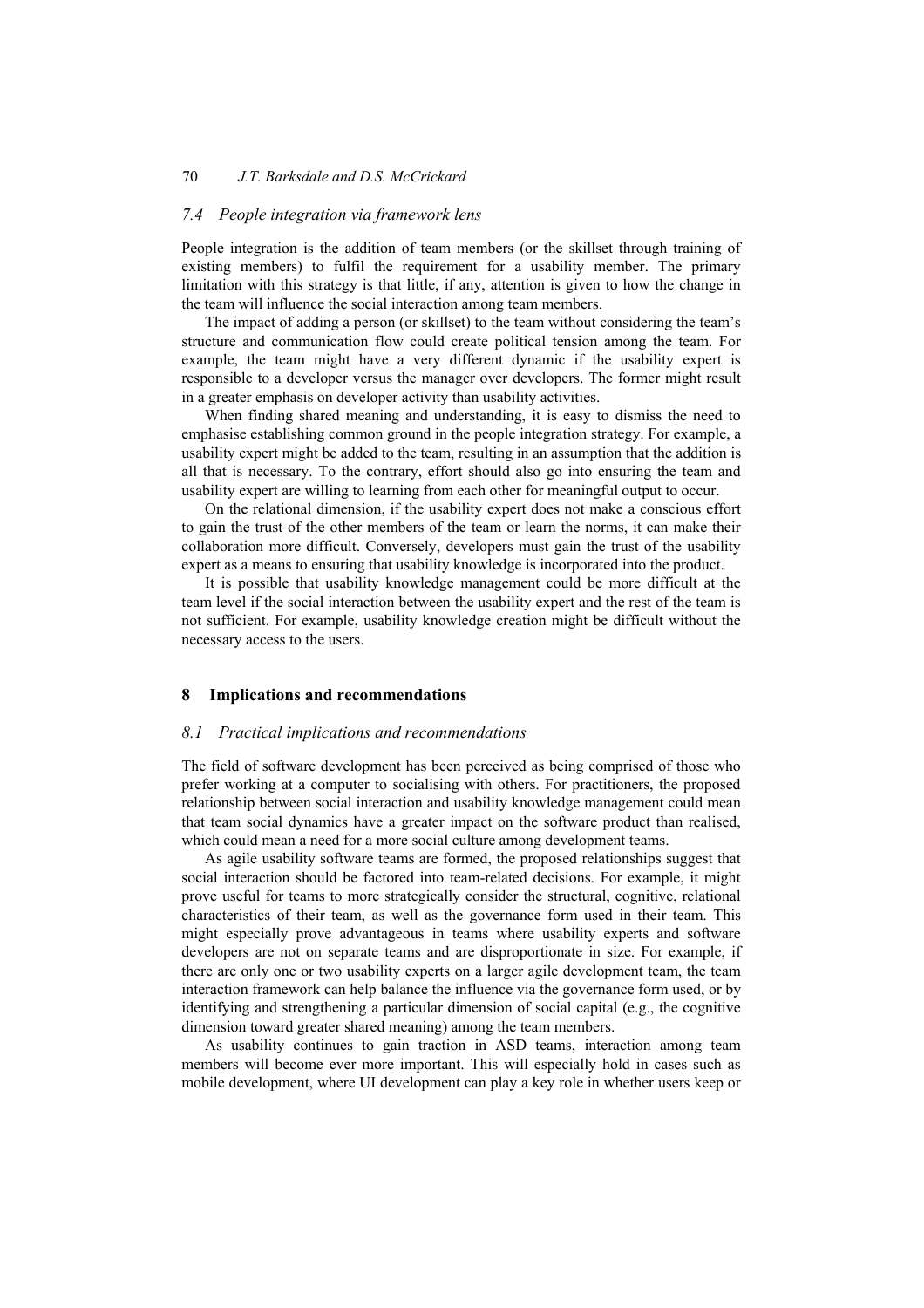### *7.4 People integration via framework lens*

People integration is the addition of team members (or the skillset through training of existing members) to fulfil the requirement for a usability member. The primary limitation with this strategy is that little, if any, attention is given to how the change in the team will influence the social interaction among team members.

The impact of adding a person (or skillset) to the team without considering the team's structure and communication flow could create political tension among the team. For example, the team might have a very different dynamic if the usability expert is responsible to a developer versus the manager over developers. The former might result in a greater emphasis on developer activity than usability activities.

When finding shared meaning and understanding, it is easy to dismiss the need to emphasise establishing common ground in the people integration strategy. For example, a usability expert might be added to the team, resulting in an assumption that the addition is all that is necessary. To the contrary, effort should also go into ensuring the team and usability expert are willing to learning from each other for meaningful output to occur.

On the relational dimension, if the usability expert does not make a conscious effort to gain the trust of the other members of the team or learn the norms, it can make their collaboration more difficult. Conversely, developers must gain the trust of the usability expert as a means to ensuring that usability knowledge is incorporated into the product.

It is possible that usability knowledge management could be more difficult at the team level if the social interaction between the usability expert and the rest of the team is not sufficient. For example, usability knowledge creation might be difficult without the necessary access to the users.

## 8 Implications and recommendations

### *8.1 Practical implications and recommendations*

The field of software development has been perceived as being comprised of those who prefer working at a computer to socialising with others. For practitioners, the proposed relationship between social interaction and usability knowledge management could mean that team social dynamics have a greater impact on the software product than realised, which could mean a need for a more social culture among development teams.

As agile usability software teams are formed, the proposed relationships suggest that social interaction should be factored into team-related decisions. For example, it might prove useful for teams to more strategically consider the structural, cognitive, relational characteristics of their team, as well as the governance form used in their team. This might especially prove advantageous in teams where usability experts and software developers are not on separate teams and are disproportionate in size. For example, if there are only one or two usability experts on a larger agile development team, the team interaction framework can help balance the influence via the governance form used, or by identifying and strengthening a particular dimension of social capital (e.g., the cognitive dimension toward greater shared meaning) among the team members.

As usability continues to gain traction in ASD teams, interaction among team members will become ever more important. This will especially hold in cases such as mobile development, where UI development can play a key role in whether users keep or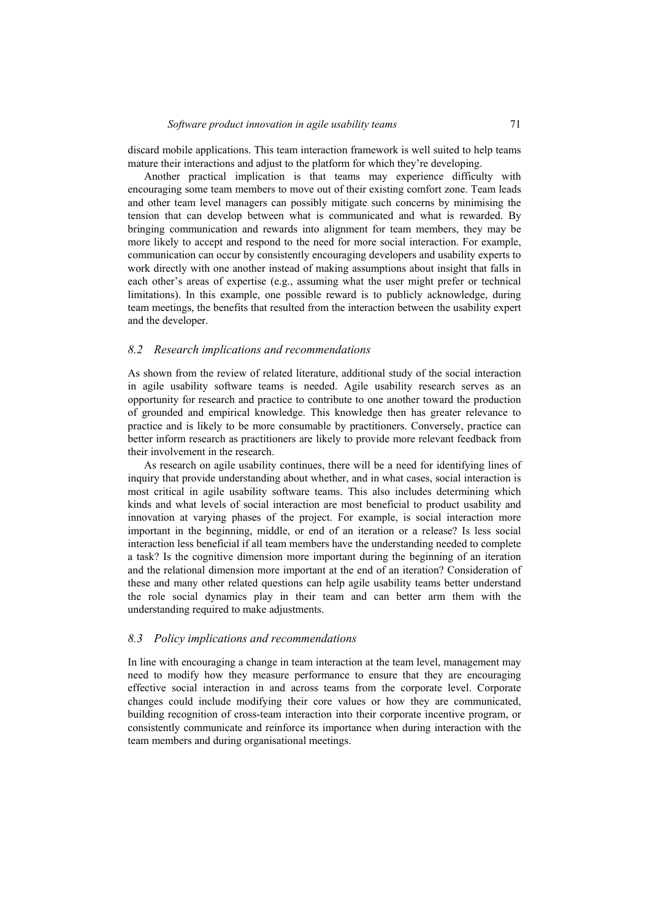discard mobile applications. This team interaction framework is well suited to help teams mature their interactions and adjust to the platform for which they're developing.

Another practical implication is that teams may experience difficulty with encouraging some team members to move out of their existing comfort zone. Team leads and other team level managers can possibly mitigate such concerns by minimising the tension that can develop between what is communicated and what is rewarded. By bringing communication and rewards into alignment for team members, they may be more likely to accept and respond to the need for more social interaction. For example, communication can occur by consistently encouraging developers and usability experts to work directly with one another instead of making assumptions about insight that falls in each other's areas of expertise (e.g., assuming what the user might prefer or technical limitations). In this example, one possible reward is to publicly acknowledge, during team meetings, the benefits that resulted from the interaction between the usability expert and the developer.

### *8.2 Research implications and recommendations*

As shown from the review of related literature, additional study of the social interaction in agile usability software teams is needed. Agile usability research serves as an opportunity for research and practice to contribute to one another toward the production of grounded and empirical knowledge. This knowledge then has greater relevance to practice and is likely to be more consumable by practitioners. Conversely, practice can better inform research as practitioners are likely to provide more relevant feedback from their involvement in the research.

As research on agile usability continues, there will be a need for identifying lines of inquiry that provide understanding about whether, and in what cases, social interaction is most critical in agile usability software teams. This also includes determining which kinds and what levels of social interaction are most beneficial to product usability and innovation at varying phases of the project. For example, is social interaction more important in the beginning, middle, or end of an iteration or a release? Is less social interaction less beneficial if all team members have the understanding needed to complete a task? Is the cognitive dimension more important during the beginning of an iteration and the relational dimension more important at the end of an iteration? Consideration of these and many other related questions can help agile usability teams better understand the role social dynamics play in their team and can better arm them with the understanding required to make adjustments.

### *8.3 Policy implications and recommendations*

In line with encouraging a change in team interaction at the team level, management may need to modify how they measure performance to ensure that they are encouraging effective social interaction in and across teams from the corporate level. Corporate changes could include modifying their core values or how they are communicated, building recognition of cross-team interaction into their corporate incentive program, or consistently communicate and reinforce its importance when during interaction with the team members and during organisational meetings.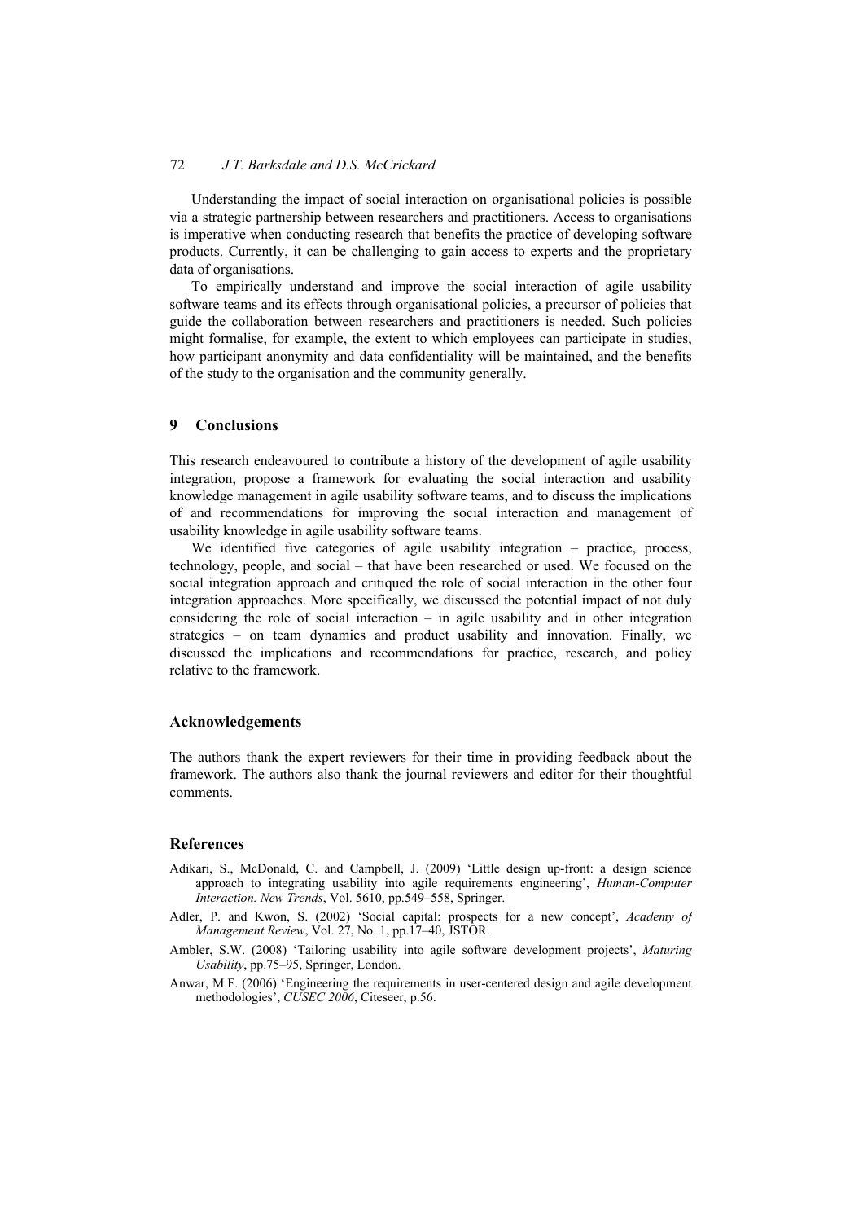Understanding the impact of social interaction on organisational policies is possible via a strategic partnership between researchers and practitioners. Access to organisations is imperative when conducting research that benefits the practice of developing software products. Currently, it can be challenging to gain access to experts and the proprietary data of organisations.

To empirically understand and improve the social interaction of agile usability software teams and its effects through organisational policies, a precursor of policies that guide the collaboration between researchers and practitioners is needed. Such policies might formalise, for example, the extent to which employees can participate in studies, how participant anonymity and data confidentiality will be maintained, and the benefits of the study to the organisation and the community generally.

## 9 Conclusions

This research endeavoured to contribute a history of the development of agile usability integration, propose a framework for evaluating the social interaction and usability knowledge management in agile usability software teams, and to discuss the implications of and recommendations for improving the social interaction and management of usability knowledge in agile usability software teams.

We identified five categories of agile usability integration – practice, process, technology, people, and social – that have been researched or used. We focused on the social integration approach and critiqued the role of social interaction in the other four integration approaches. More specifically, we discussed the potential impact of not duly considering the role of social interaction – in agile usability and in other integration strategies – on team dynamics and product usability and innovation. Finally, we discussed the implications and recommendations for practice, research, and policy relative to the framework.

## Acknowledgements

The authors thank the expert reviewers for their time in providing feedback about the framework. The authors also thank the journal reviewers and editor for their thoughtful comments.

## References

Adikari, S., McDonald, C. and Campbell, J. (2009) 'Little design up-front: a design science approach to integrating usability into agile requirements engineering', *Human-Computer Interaction. New Trends*, Vol. 5610, pp.549–558, Springer.

Adler, P. and Kwon, S. (2002) 'Social capital: prospects for a new concept', *Academy of Management Review*, Vol. 27, No. 1, pp.17–40, JSTOR.

Ambler, S.W. (2008) 'Tailoring usability into agile software development projects', *Maturing Usability*, pp.75–95, Springer, London.

Anwar, M.F. (2006) 'Engineering the requirements in user-centered design and agile development methodologies', *CUSEC 2006*, Citeseer, p.56.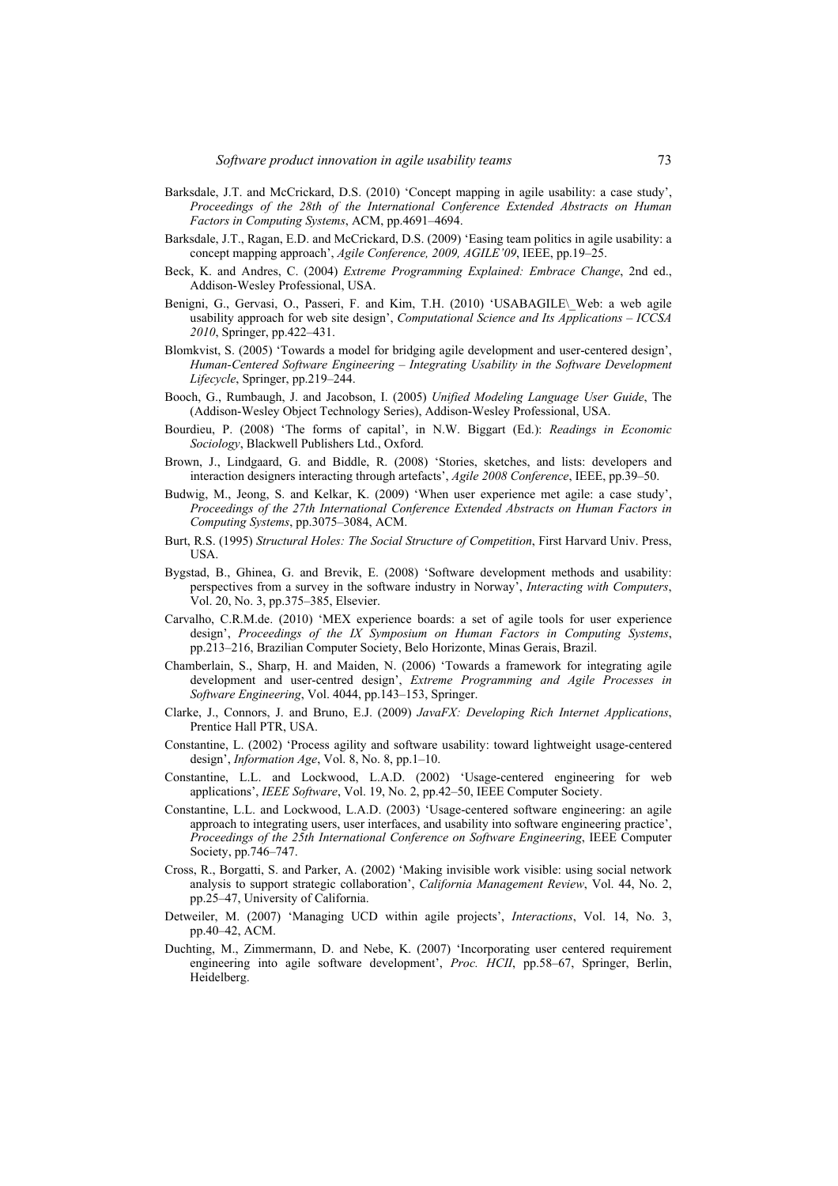Barksdale, J.T. and McCrickard, D.S. (2010) 'Concept mapping in agile usability: a case study', *Proceedings of the 28th of the International Conference Extended Abstracts on Human Factors in Computing Systems*, ACM, pp.4691–4694.

Barksdale, J.T., Ragan, E.D. and McCrickard, D.S. (2009) 'Easing team politics in agile usability: a concept mapping approach', *Agile Conference, 2009, AGILE'09*, IEEE, pp.19–25.

Beck, K. and Andres, C. (2004) *Extreme Programming Explained: Embrace Change*, 2nd ed., Addison-Wesley Professional, USA.

Benigni, G., Gervasi, O., Passeri, F. and Kim, T.H. (2010) 'USABAGILE\_Web: a web agile usability approach for web site design', *Computational Science and Its Applications – ICCSA 2010*, Springer, pp.422–431.

Blomkvist, S. (2005) 'Towards a model for bridging agile development and user-centered design', *Human-Centered Software Engineering – Integrating Usability in the Software Development Lifecycle*, Springer, pp.219–244.

Booch, G., Rumbaugh, J. and Jacobson, I. (2005) *Unified Modeling Language User Guide*, The (Addison-Wesley Object Technology Series), Addison-Wesley Professional, USA.

Bourdieu, P. (2008) 'The forms of capital', in N.W. Biggart (Ed.): *Readings in Economic Sociology*, Blackwell Publishers Ltd., Oxford.

Brown, J., Lindgaard, G. and Biddle, R. (2008) 'Stories, sketches, and lists: developers and interaction designers interacting through artefacts', *Agile 2008 Conference*, IEEE, pp.39–50.

Budwig, M., Jeong, S. and Kelkar, K. (2009) 'When user experience met agile: a case study', *Proceedings of the 27th International Conference Extended Abstracts on Human Factors in Computing Systems*, pp.3075–3084, ACM.

Burt, R.S. (1995) *Structural Holes: The Social Structure of Competition*, First Harvard Univ. Press, USA.

Bygstad, B., Ghinea, G. and Brevik, E. (2008) 'Software development methods and usability: perspectives from a survey in the software industry in Norway', *Interacting with Computers*, Vol. 20, No. 3, pp.375–385, Elsevier.

Carvalho, C.R.M.de. (2010) 'MEX experience boards: a set of agile tools for user experience design', *Proceedings of the IX Symposium on Human Factors in Computing Systems*, pp.213–216, Brazilian Computer Society, Belo Horizonte, Minas Gerais, Brazil.

Chamberlain, S., Sharp, H. and Maiden, N. (2006) 'Towards a framework for integrating agile development and user-centred design', *Extreme Programming and Agile Processes in Software Engineering*, Vol. 4044, pp.143–153, Springer.

Clarke, J., Connors, J. and Bruno, E.J. (2009) *JavaFX: Developing Rich Internet Applications*, Prentice Hall PTR, USA.

Constantine, L. (2002) 'Process agility and software usability: toward lightweight usage-centered design', *Information Age*, Vol. 8, No. 8, pp.1–10.

Constantine, L.L. and Lockwood, L.A.D. (2002) 'Usage-centered engineering for web applications', *IEEE Software*, Vol. 19, No. 2, pp.42–50, IEEE Computer Society.

Constantine, L.L. and Lockwood, L.A.D. (2003) 'Usage-centered software engineering: an agile approach to integrating users, user interfaces, and usability into software engineering practice', *Proceedings of the 25th International Conference on Software Engineering*, IEEE Computer Society, pp.746–747.

Cross, R., Borgatti, S. and Parker, A. (2002) 'Making invisible work visible: using social network analysis to support strategic collaboration', *California Management Review*, Vol. 44, No. 2, pp.25–47, University of California.

Detweiler, M. (2007) 'Managing UCD within agile projects', *Interactions*, Vol. 14, No. 3, pp.40–42, ACM.

Duchting, M., Zimmermann, D. and Nebe, K. (2007) 'Incorporating user centered requirement engineering into agile software development', *Proc. HCII*, pp.58–67, Springer, Berlin, Heidelberg.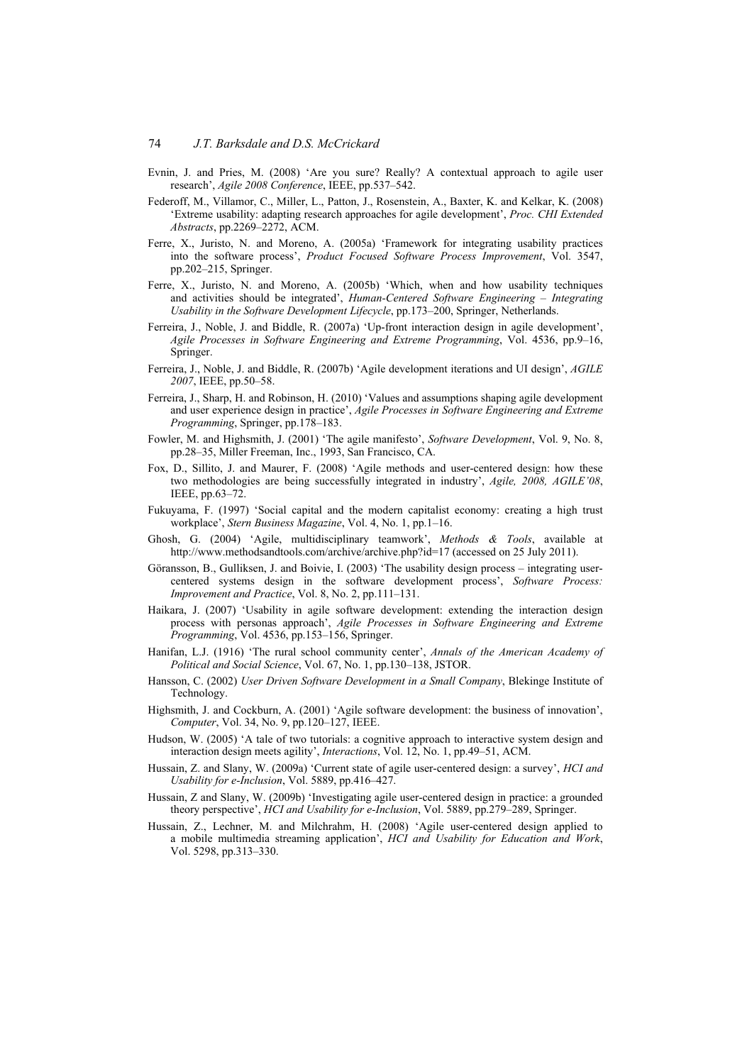Evnin, J. and Pries, M. (2008) 'Are you sure? Really? A contextual approach to agile user research', *Agile 2008 Conference*, IEEE, pp.537–542.

Federoff, M., Villamor, C., Miller, L., Patton, J., Rosenstein, A., Baxter, K. and Kelkar, K. (2008) 'Extreme usability: adapting research approaches for agile development', *Proc. CHI Extended Abstracts*, pp.2269–2272, ACM.

Ferre, X., Juristo, N. and Moreno, A. (2005a) 'Framework for integrating usability practices into the software process', *Product Focused Software Process Improvement*, Vol. 3547, pp.202–215, Springer.

Ferre, X., Juristo, N. and Moreno, A. (2005b) 'Which, when and how usability techniques and activities should be integrated', *Human-Centered Software Engineering – Integrating Usability in the Software Development Lifecycle*, pp.173–200, Springer, Netherlands.

Ferreira, J., Noble, J. and Biddle, R. (2007a) 'Up-front interaction design in agile development', *Agile Processes in Software Engineering and Extreme Programming*, Vol. 4536, pp.9–16, Springer.

Ferreira, J., Noble, J. and Biddle, R. (2007b) 'Agile development iterations and UI design', *AGILE 2007*, IEEE, pp.50–58.

Ferreira, J., Sharp, H. and Robinson, H. (2010) 'Values and assumptions shaping agile development and user experience design in practice', *Agile Processes in Software Engineering and Extreme Programming*, Springer, pp.178–183.

Fowler, M. and Highsmith, J. (2001) 'The agile manifesto', *Software Development*, Vol. 9, No. 8, pp.28–35, Miller Freeman, Inc., 1993, San Francisco, CA.

Fox, D., Sillito, J. and Maurer, F. (2008) 'Agile methods and user-centered design: how these two methodologies are being successfully integrated in industry', *Agile, 2008, AGILE'08*, IEEE, pp.63–72.

Fukuyama, F. (1997) 'Social capital and the modern capitalist economy: creating a high trust workplace', *Stern Business Magazine*, Vol. 4, No. 1, pp.1–16.

Ghosh, G. (2004) 'Agile, multidisciplinary teamwork', *Methods & Tools*, available at http://www.methodsandtools.com/archive/archive.php?id=17 (accessed on 25 July 2011).

Göransson, B., Gulliksen, J. and Boivie, I. (2003) 'The usability design process – integrating user-centered systems design in the software development process', *Software Process: Improvement and Practice*, Vol. 8, No. 2, pp.111–131.

Haikara, J. (2007) 'Usability in agile software development: extending the interaction design process with personas approach', *Agile Processes in Software Engineering and Extreme Programming*, Vol. 4536, pp.153–156, Springer.

Hanifan, L.J. (1916) 'The rural school community center', *Annals of the American Academy of Political and Social Science*, Vol. 67, No. 1, pp.130–138, JSTOR.

Hansson, C. (2002) *User Driven Software Development in a Small Company*, Blekinge Institute of Technology.

Highsmith, J. and Cockburn, A. (2001) 'Agile software development: the business of innovation', *Computer*, Vol. 34, No. 9, pp.120–127, IEEE.

Hudson, W. (2005) 'A tale of two tutorials: a cognitive approach to interactive system design and interaction design meets agility', *Interactions*, Vol. 12, No. 1, pp.49–51, ACM.

Hussain, Z. and Slany, W. (2009a) 'Current state of agile user-centered design: a survey', *HCI and Usability for e-Inclusion*, Vol. 5889, pp.416–427.

Hussain, Z and Slany, W. (2009b) 'Investigating agile user-centered design in practice: a grounded theory perspective', *HCI and Usability for e-Inclusion*, Vol. 5889, pp.279–289, Springer.

Hussain, Z., Lechner, M. and Milchrahm, H. (2008) 'Agile user-centered design applied to a mobile multimedia streaming application', *HCI and Usability for Education and Work*, Vol. 5298, pp.313–330.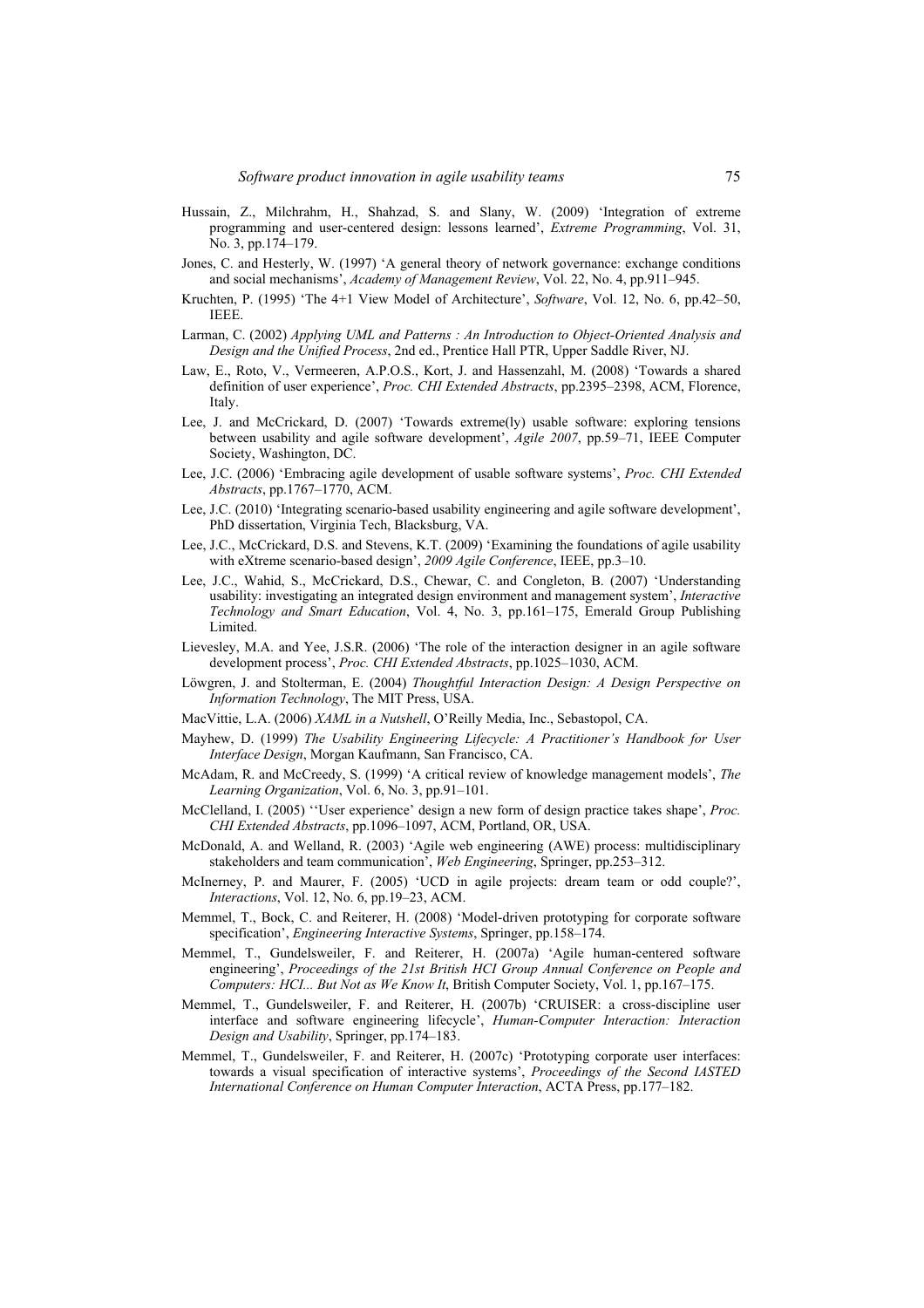Hussain, Z., Milchrahm, H., Shahzad, S. and Slany, W. (2009) 'Integration of extreme programming and user-centered design: lessons learned', *Extreme Programming*, Vol. 31, No. 3, pp.174–179.

Jones, C. and Hesterly, W. (1997) 'A general theory of network governance: exchange conditions and social mechanisms', *Academy of Management Review*, Vol. 22, No. 4, pp.911–945.

Kruchten, P. (1995) 'The 4+1 View Model of Architecture', *Software*, Vol. 12, No. 6, pp.42–50, IEEE.

Larman, C. (2002) *Applying UML and Patterns : An Introduction to Object-Oriented Analysis and Design and the Unified Process*, 2nd ed., Prentice Hall PTR, Upper Saddle River, NJ.

Law, E., Roto, V., Vermeeren, A.P.O.S., Kort, J. and Hassenzahl, M. (2008) 'Towards a shared definition of user experience', *Proc. CHI Extended Abstracts*, pp.2395–2398, ACM, Florence, Italy.

Lee, J. and McCrickard, D. (2007) 'Towards extreme(ly) usable software: exploring tensions between usability and agile software development', *Agile 2007*, pp.59–71, IEEE Computer Society, Washington, DC.

Lee, J.C. (2006) 'Embracing agile development of usable software systems', *Proc. CHI Extended Abstracts*, pp.1767–1770, ACM.

Lee, J.C. (2010) 'Integrating scenario-based usability engineering and agile software development', PhD dissertation, Virginia Tech, Blacksburg, VA.

Lee, J.C., McCrickard, D.S. and Stevens, K.T. (2009) 'Examining the foundations of agile usability with eXtreme scenario-based design', *2009 Agile Conference*, IEEE, pp.3–10.

Lee, J.C., Wahid, S., McCrickard, D.S., Chewar, C. and Congleton, B. (2007) 'Understanding usability: investigating an integrated design environment and management system', *Interactive Technology and Smart Education*, Vol. 4, No. 3, pp.161–175, Emerald Group Publishing Limited.

Lievesley, M.A. and Yee, J.S.R. (2006) 'The role of the interaction designer in an agile software development process', *Proc. CHI Extended Abstracts*, pp.1025–1030, ACM.

Löwgren, J. and Stolterman, E. (2004) *Thoughtful Interaction Design: A Design Perspective on Information Technology*, The MIT Press, USA.

MacVittie, L.A. (2006) *XAML in a Nutshell*, O'Reilly Media, Inc., Sebastopol, CA.

Mayhew, D. (1999) *The Usability Engineering Lifecycle: A Practitioner's Handbook for User Interface Design*, Morgan Kaufmann, San Francisco, CA.

McAdam, R. and McCreedy, S. (1999) 'A critical review of knowledge management models', *The Learning Organization*, Vol. 6, No. 3, pp.91–101.

McClelland, I. (2005) ''User experience' design a new form of design practice takes shape', *Proc. CHI Extended Abstracts*, pp.1096–1097, ACM, Portland, OR, USA.

McDonald, A. and Welland, R. (2003) 'Agile web engineering (AWE) process: multidisciplinary stakeholders and team communication', *Web Engineering*, Springer, pp.253–312.

McInerney, P. and Maurer, F. (2005) 'UCD in agile projects: dream team or odd couple?', *Interactions*, Vol. 12, No. 6, pp.19–23, ACM.

Memmel, T., Bock, C. and Reiterer, H. (2008) 'Model-driven prototyping for corporate software specification', *Engineering Interactive Systems*, Springer, pp.158–174.

Memmel, T., Gundelsweiler, F. and Reiterer, H. (2007a) 'Agile human-centered software engineering', *Proceedings of the 21st British HCI Group Annual Conference on People and Computers: HCI... But Not as We Know It*, British Computer Society, Vol. 1, pp.167–175.

Memmel, T., Gundelsweiler, F. and Reiterer, H. (2007b) 'CRUISER: a cross-discipline user interface and software engineering lifecycle', *Human-Computer Interaction: Interaction Design and Usability*, Springer, pp.174–183.

Memmel, T., Gundelsweiler, F. and Reiterer, H. (2007c) 'Prototyping corporate user interfaces: towards a visual specification of interactive systems', *Proceedings of the Second IASTED International Conference on Human Computer Interaction*, ACTA Press, pp.177–182.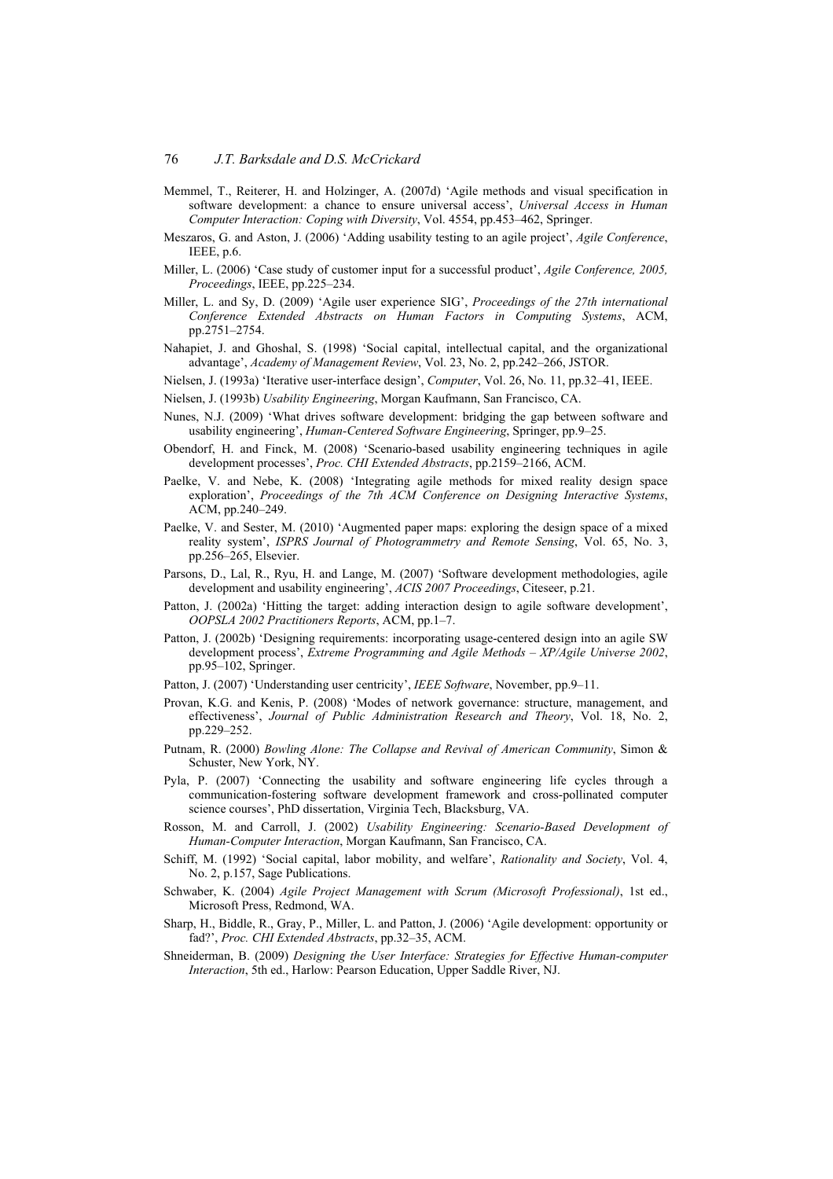Memmel, T., Reiterer, H. and Holzinger, A. (2007d) 'Agile methods and visual specification in software development: a chance to ensure universal access', *Universal Access in Human Computer Interaction: Coping with Diversity*, Vol. 4554, pp.453–462, Springer.

Meszaros, G. and Aston, J. (2006) 'Adding usability testing to an agile project', *Agile Conference*, IEEE, p.6.

Miller, L. (2006) 'Case study of customer input for a successful product', *Agile Conference, 2005, Proceedings*, IEEE, pp.225–234.

Miller, L. and Sy, D. (2009) 'Agile user experience SIG', *Proceedings of the 27th international Conference Extended Abstracts on Human Factors in Computing Systems*, ACM, pp.2751–2754.

Nahapiet, J. and Ghoshal, S. (1998) 'Social capital, intellectual capital, and the organizational advantage', *Academy of Management Review*, Vol. 23, No. 2, pp.242–266, JSTOR.

Nielsen, J. (1993a) 'Iterative user-interface design', *Computer*, Vol. 26, No. 11, pp.32–41, IEEE.

Nielsen, J. (1993b) *Usability Engineering*, Morgan Kaufmann, San Francisco, CA.

Nunes, N.J. (2009) 'What drives software development: bridging the gap between software and usability engineering', *Human-Centered Software Engineering*, Springer, pp.9–25.

Obendorf, H. and Finck, M. (2008) 'Scenario-based usability engineering techniques in agile development processes', *Proc. CHI Extended Abstracts*, pp.2159–2166, ACM.

Paelke, V. and Nebe, K. (2008) 'Integrating agile methods for mixed reality design space exploration', *Proceedings of the 7th ACM Conference on Designing Interactive Systems*, ACM, pp.240–249.

Paelke, V. and Sester, M. (2010) 'Augmented paper maps: exploring the design space of a mixed reality system', *ISPRS Journal of Photogrammetry and Remote Sensing*, Vol. 65, No. 3, pp.256–265, Elsevier.

Parsons, D., Lal, R., Ryu, H. and Lange, M. (2007) 'Software development methodologies, agile development and usability engineering', *ACIS 2007 Proceedings*, Citeseer, p.21.

Patton, J. (2002a) 'Hitting the target: adding interaction design to agile software development', *OOPSLA 2002 Practitioners Reports*, ACM, pp.1–7.

Patton, J. (2002b) 'Designing requirements: incorporating usage-centered design into an agile SW development process', *Extreme Programming and Agile Methods – XP/Agile Universe 2002*, pp.95–102, Springer.

Patton, J. (2007) 'Understanding user centricity', *IEEE Software*, November, pp.9–11.

Provan, K.G. and Kenis, P. (2008) 'Modes of network governance: structure, management, and effectiveness', *Journal of Public Administration Research and Theory*, Vol. 18, No. 2, pp.229–252.

Putnam, R. (2000) *Bowling Alone: The Collapse and Revival of American Community*, Simon & Schuster, New York, NY.

Pyla, P. (2007) 'Connecting the usability and software engineering life cycles through a communication-fostering software development framework and cross-pollinated computer science courses', PhD dissertation, Virginia Tech, Blacksburg, VA.

Rosson, M. and Carroll, J. (2002) *Usability Engineering: Scenario-Based Development of Human-Computer Interaction*, Morgan Kaufmann, San Francisco, CA.

Schiff, M. (1992) 'Social capital, labor mobility, and welfare', *Rationality and Society*, Vol. 4, No. 2, p.157, Sage Publications.

Schwaber, K. (2004) *Agile Project Management with Scrum (Microsoft Professional)*, 1st ed., Microsoft Press, Redmond, WA.

Sharp, H., Biddle, R., Gray, P., Miller, L. and Patton, J. (2006) 'Agile development: opportunity or fad?', *Proc. CHI Extended Abstracts*, pp.32–35, ACM.

Shneiderman, B. (2009) *Designing the User Interface: Strategies for Effective Human-computer Interaction*, 5th ed., Harlow: Pearson Education, Upper Saddle River, NJ.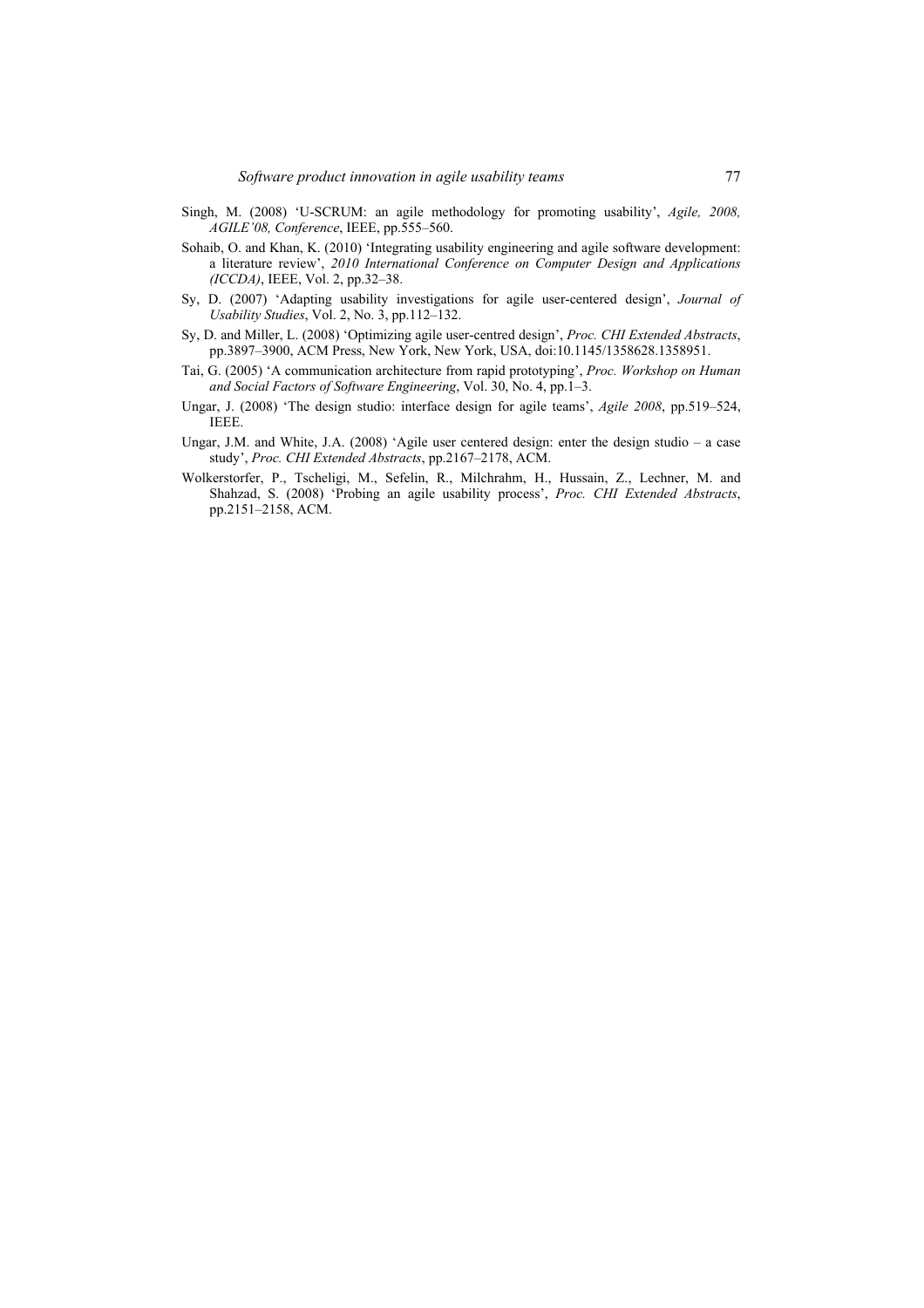Singh, M. (2008) 'U-SCRUM: an agile methodology for promoting usability', *Agile, 2008, AGILE'08, Conference*, IEEE, pp.555–560.

Sohaib, O. and Khan, K. (2010) 'Integrating usability engineering and agile software development: a literature review', *2010 International Conference on Computer Design and Applications (ICCDA)*, IEEE, Vol. 2, pp.32–38.

Sy, D. (2007) 'Adapting usability investigations for agile user-centered design', *Journal of Usability Studies*, Vol. 2, No. 3, pp.112–132.

Sy, D. and Miller, L. (2008) 'Optimizing agile user-centred design', *Proc. CHI Extended Abstracts*, pp.3897–3900, ACM Press, New York, New York, USA, doi:10.1145/1358628.1358951.

Tai, G. (2005) 'A communication architecture from rapid prototyping', *Proc. Workshop on Human and Social Factors of Software Engineering*, Vol. 30, No. 4, pp.1–3.

Ungar, J. (2008) 'The design studio: interface design for agile teams', *Agile 2008*, pp.519–524, IEEE.

Ungar, J.M. and White, J.A. (2008) 'Agile user centered design: enter the design studio – a case study', *Proc. CHI Extended Abstracts*, pp.2167–2178, ACM.

Wolkerstorfer, P., Tscheligi, M., Sefelin, R., Milchrahm, H., Hussain, Z., Lechner, M. and Shahzad, S. (2008) 'Probing an agile usability process', *Proc. CHI Extended Abstracts*, pp.2151–2158, ACM.